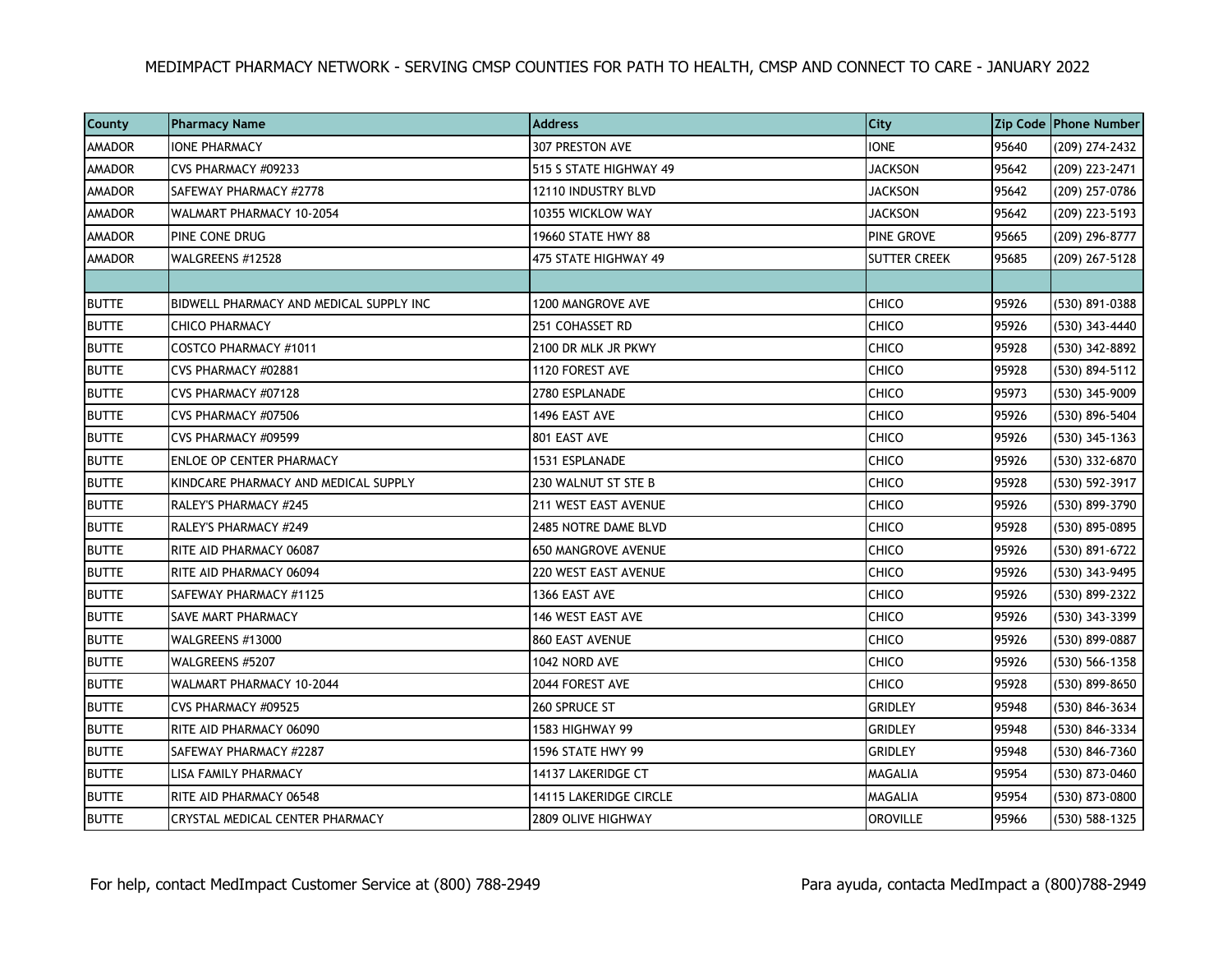MEDIMPACT PHARMACY NETWORK - SERVING CMSP COUNTIES FOR PATH TO HEALTH, CMSP AND CONNECT TO CARE - JANUARY 2022

| County | Pharmacy Name | Address | City | Zip Code | Phone Number |
|---|---|---|---|---|---|
| AMADOR | IONE PHARMACY | 307 PRESTON AVE | IONE | 95640 | (209) 274-2432 |
| AMADOR | CVS PHARMACY #09233 | 515 S STATE HIGHWAY 49 | JACKSON | 95642 | (209) 223-2471 |
| AMADOR | SAFEWAY PHARMACY #2778 | 12110 INDUSTRY BLVD | JACKSON | 95642 | (209) 257-0786 |
| AMADOR | WALMART PHARMACY 10-2054 | 10355 WICKLOW WAY | JACKSON | 95642 | (209) 223-5193 |
| AMADOR | PINE CONE DRUG | 19660 STATE HWY 88 | PINE GROVE | 95665 | (209) 296-8777 |
| AMADOR | WALGREENS #12528 | 475 STATE HIGHWAY 49 | SUTTER CREEK | 95685 | (209) 267-5128 |
| | | | | | |
| BUTTE | BIDWELL PHARMACY AND MEDICAL SUPPLY INC | 1200 MANGROVE AVE | CHICO | 95926 | (530) 891-0388 |
| BUTTE | CHICO PHARMACY | 251 COHASSET RD | CHICO | 95926 | (530) 343-4440 |
| BUTTE | COSTCO PHARMACY #1011 | 2100 DR MLK JR PKWY | CHICO | 95928 | (530) 342-8892 |
| BUTTE | CVS PHARMACY #02881 | 1120 FOREST AVE | CHICO | 95928 | (530) 894-5112 |
| BUTTE | CVS PHARMACY #07128 | 2780 ESPLANADE | CHICO | 95973 | (530) 345-9009 |
| BUTTE | CVS PHARMACY #07506 | 1496 EAST AVE | CHICO | 95926 | (530) 896-5404 |
| BUTTE | CVS PHARMACY #09599 | 801 EAST AVE | CHICO | 95926 | (530) 345-1363 |
| BUTTE | ENLOE OP CENTER PHARMACY | 1531 ESPLANADE | CHICO | 95926 | (530) 332-6870 |
| BUTTE | KINDCARE PHARMACY AND MEDICAL SUPPLY | 230 WALNUT ST STE B | CHICO | 95928 | (530) 592-3917 |
| BUTTE | RALEY'S PHARMACY #245 | 211 WEST EAST AVENUE | CHICO | 95926 | (530) 899-3790 |
| BUTTE | RALEY'S PHARMACY #249 | 2485 NOTRE DAME BLVD | CHICO | 95928 | (530) 895-0895 |
| BUTTE | RITE AID PHARMACY 06087 | 650 MANGROVE AVENUE | CHICO | 95926 | (530) 891-6722 |
| BUTTE | RITE AID PHARMACY 06094 | 220 WEST EAST AVENUE | CHICO | 95926 | (530) 343-9495 |
| BUTTE | SAFEWAY PHARMACY #1125 | 1366 EAST AVE | CHICO | 95926 | (530) 899-2322 |
| BUTTE | SAVE MART PHARMACY | 146 WEST EAST AVE | CHICO | 95926 | (530) 343-3399 |
| BUTTE | WALGREENS #13000 | 860 EAST AVENUE | CHICO | 95926 | (530) 899-0887 |
| BUTTE | WALGREENS #5207 | 1042 NORD AVE | CHICO | 95926 | (530) 566-1358 |
| BUTTE | WALMART PHARMACY 10-2044 | 2044 FOREST AVE | CHICO | 95928 | (530) 899-8650 |
| BUTTE | CVS PHARMACY #09525 | 260 SPRUCE ST | GRIDLEY | 95948 | (530) 846-3634 |
| BUTTE | RITE AID PHARMACY 06090 | 1583 HIGHWAY 99 | GRIDLEY | 95948 | (530) 846-3334 |
| BUTTE | SAFEWAY PHARMACY #2287 | 1596 STATE HWY 99 | GRIDLEY | 95948 | (530) 846-7360 |
| BUTTE | LISA FAMILY PHARMACY | 14137 LAKERIDGE CT | MAGALIA | 95954 | (530) 873-0460 |
| BUTTE | RITE AID PHARMACY 06548 | 14115 LAKERIDGE CIRCLE | MAGALIA | 95954 | (530) 873-0800 |
| BUTTE | CRYSTAL MEDICAL CENTER PHARMACY | 2809 OLIVE HIGHWAY | OROVILLE | 95966 | (530) 588-1325 |

For help, contact MedImpact Customer Service at (800) 788-2949

Para ayuda, contacta MedImpact a (800)788-2949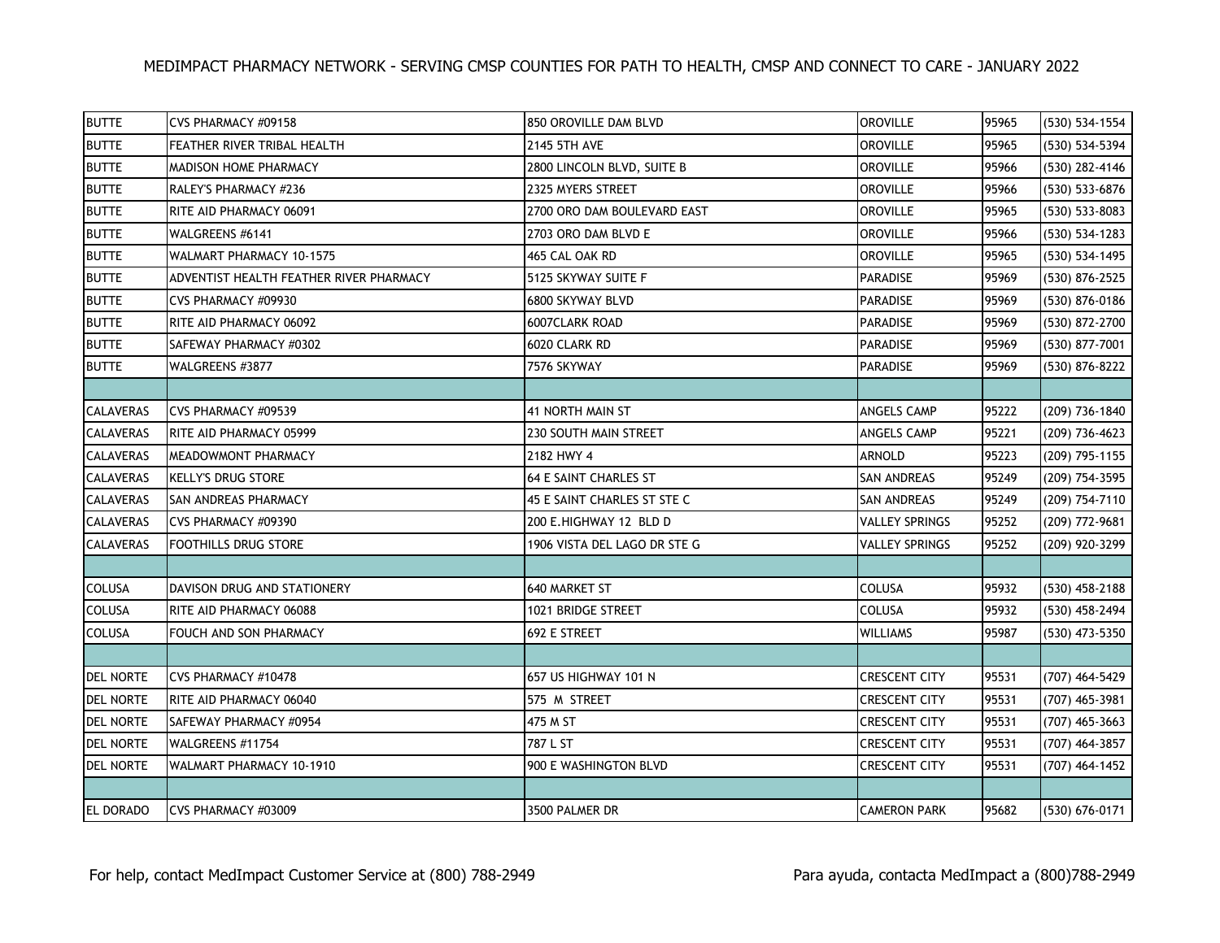| | | | | | |
|---|---|---|---|---|---|
| BUTTE | CVS PHARMACY #09158 | 850 OROVILLE DAM BLVD | OROVILLE | 95965 | (530) 534-1554 |
| BUTTE | FEATHER RIVER TRIBAL HEALTH | 2145 5TH AVE | OROVILLE | 95965 | (530) 534-5394 |
| BUTTE | MADISON HOME PHARMACY | 2800 LINCOLN BLVD, SUITE B | OROVILLE | 95966 | (530) 282-4146 |
| BUTTE | RALEY'S PHARMACY #236 | 2325 MYERS STREET | OROVILLE | 95966 | (530) 533-6876 |
| BUTTE | RITE AID PHARMACY 06091 | 2700 ORO DAM BOULEVARD EAST | OROVILLE | 95965 | (530) 533-8083 |
| BUTTE | WALGREENS #6141 | 2703 ORO DAM BLVD E | OROVILLE | 95966 | (530) 534-1283 |
| BUTTE | WALMART PHARMACY 10-1575 | 465 CAL OAK RD | OROVILLE | 95965 | (530) 534-1495 |
| BUTTE | ADVENTIST HEALTH FEATHER RIVER PHARMACY | 5125 SKYWAY SUITE F | PARADISE | 95969 | (530) 876-2525 |
| BUTTE | CVS PHARMACY #09930 | 6800 SKYWAY BLVD | PARADISE | 95969 | (530) 876-0186 |
| BUTTE | RITE AID PHARMACY 06092 | 6007CLARK ROAD | PARADISE | 95969 | (530) 872-2700 |
| BUTTE | SAFEWAY PHARMACY #0302 | 6020 CLARK RD | PARADISE | 95969 | (530) 877-7001 |
| BUTTE | WALGREENS #3877 | 7576 SKYWAY | PARADISE | 95969 | (530) 876-8222 |
| | | | | | |
| CALAVERAS | CVS PHARMACY #09539 | 41 NORTH MAIN ST | ANGELS CAMP | 95222 | (209) 736-1840 |
| CALAVERAS | RITE AID PHARMACY 05999 | 230 SOUTH MAIN STREET | ANGELS CAMP | 95221 | (209) 736-4623 |
| CALAVERAS | MEADOWMONT PHARMACY | 2182 HWY 4 | ARNOLD | 95223 | (209) 795-1155 |
| CALAVERAS | KELLY'S DRUG STORE | 64 E SAINT CHARLES ST | SAN ANDREAS | 95249 | (209) 754-3595 |
| CALAVERAS | SAN ANDREAS PHARMACY | 45 E SAINT CHARLES ST STE C | SAN ANDREAS | 95249 | (209) 754-7110 |
| CALAVERAS | CVS PHARMACY #09390 | 200 E.HIGHWAY 12 BLD D | VALLEY SPRINGS | 95252 | (209) 772-9681 |
| CALAVERAS | FOOTHILLS DRUG STORE | 1906 VISTA DEL LAGO DR STE G | VALLEY SPRINGS | 95252 | (209) 920-3299 |
| | | | | | |
| COLUSA | DAVISON DRUG AND STATIONERY | 640 MARKET ST | COLUSA | 95932 | (530) 458-2188 |
| COLUSA | RITE AID PHARMACY 06088 | 1021 BRIDGE STREET | COLUSA | 95932 | (530) 458-2494 |
| COLUSA | FOUCH AND SON PHARMACY | 692 E STREET | WILLIAMS | 95987 | (530) 473-5350 |
| | | | | | |
| DEL NORTE | CVS PHARMACY #10478 | 657 US HIGHWAY 101 N | CRESCENT CITY | 95531 | (707) 464-5429 |
| DEL NORTE | RITE AID PHARMACY 06040 | 575 M STREET | CRESCENT CITY | 95531 | (707) 465-3981 |
| DEL NORTE | SAFEWAY PHARMACY #0954 | 475 M ST | CRESCENT CITY | 95531 | (707) 465-3663 |
| DEL NORTE | WALGREENS #11754 | 787 L ST | CRESCENT CITY | 95531 | (707) 464-3857 |
| DEL NORTE | WALMART PHARMACY 10-1910 | 900 E WASHINGTON BLVD | CRESCENT CITY | 95531 | (707) 464-1452 |
| | | | | | |
| EL DORADO | CVS PHARMACY #03009 | 3500 PALMER DR | CAMERON PARK | 95682 | (530) 676-0171 |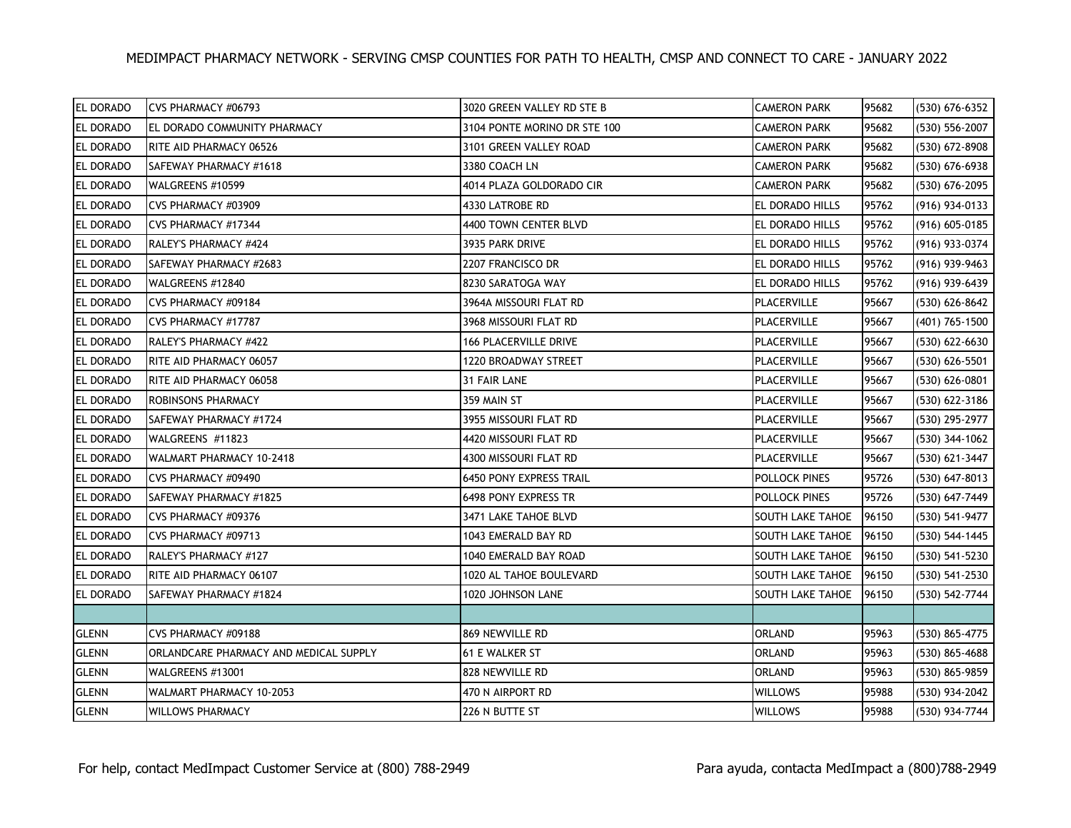| | | | | | |
|---|---|---|---|---|---|
| EL DORADO | CVS PHARMACY #06793 | 3020 GREEN VALLEY RD STE B | CAMERON PARK | 95682 | (530) 676-6352 |
| EL DORADO | EL DORADO COMMUNITY PHARMACY | 3104 PONTE MORINO DR STE 100 | CAMERON PARK | 95682 | (530) 556-2007 |
| EL DORADO | RITE AID PHARMACY 06526 | 3101 GREEN VALLEY ROAD | CAMERON PARK | 95682 | (530) 672-8908 |
| EL DORADO | SAFEWAY PHARMACY #1618 | 3380 COACH LN | CAMERON PARK | 95682 | (530) 676-6938 |
| EL DORADO | WALGREENS #10599 | 4014 PLAZA GOLDORADO CIR | CAMERON PARK | 95682 | (530) 676-2095 |
| EL DORADO | CVS PHARMACY #03909 | 4330 LATROBE RD | EL DORADO HILLS | 95762 | (916) 934-0133 |
| EL DORADO | CVS PHARMACY #17344 | 4400 TOWN CENTER BLVD | EL DORADO HILLS | 95762 | (916) 605-0185 |
| EL DORADO | RALEY'S PHARMACY #424 | 3935 PARK DRIVE | EL DORADO HILLS | 95762 | (916) 933-0374 |
| EL DORADO | SAFEWAY PHARMACY #2683 | 2207 FRANCISCO DR | EL DORADO HILLS | 95762 | (916) 939-9463 |
| EL DORADO | WALGREENS #12840 | 8230 SARATOGA WAY | EL DORADO HILLS | 95762 | (916) 939-6439 |
| EL DORADO | CVS PHARMACY #09184 | 3964A MISSOURI FLAT RD | PLACERVILLE | 95667 | (530) 626-8642 |
| EL DORADO | CVS PHARMACY #17787 | 3968 MISSOURI FLAT RD | PLACERVILLE | 95667 | (401) 765-1500 |
| EL DORADO | RALEY'S PHARMACY #422 | 166 PLACERVILLE DRIVE | PLACERVILLE | 95667 | (530) 622-6630 |
| EL DORADO | RITE AID PHARMACY 06057 | 1220 BROADWAY STREET | PLACERVILLE | 95667 | (530) 626-5501 |
| EL DORADO | RITE AID PHARMACY 06058 | 31 FAIR LANE | PLACERVILLE | 95667 | (530) 626-0801 |
| EL DORADO | ROBINSONS PHARMACY | 359 MAIN ST | PLACERVILLE | 95667 | (530) 622-3186 |
| EL DORADO | SAFEWAY PHARMACY #1724 | 3955 MISSOURI FLAT RD | PLACERVILLE | 95667 | (530) 295-2977 |
| EL DORADO | WALGREENS #11823 | 4420 MISSOURI FLAT RD | PLACERVILLE | 95667 | (530) 344-1062 |
| EL DORADO | WALMART PHARMACY 10-2418 | 4300 MISSOURI FLAT RD | PLACERVILLE | 95667 | (530) 621-3447 |
| EL DORADO | CVS PHARMACY #09490 | 6450 PONY EXPRESS TRAIL | POLLOCK PINES | 95726 | (530) 647-8013 |
| EL DORADO | SAFEWAY PHARMACY #1825 | 6498 PONY EXPRESS TR | POLLOCK PINES | 95726 | (530) 647-7449 |
| EL DORADO | CVS PHARMACY #09376 | 3471 LAKE TAHOE BLVD | SOUTH LAKE TAHOE | 96150 | (530) 541-9477 |
| EL DORADO | CVS PHARMACY #09713 | 1043 EMERALD BAY RD | SOUTH LAKE TAHOE | 96150 | (530) 544-1445 |
| EL DORADO | RALEY'S PHARMACY #127 | 1040 EMERALD BAY ROAD | SOUTH LAKE TAHOE | 96150 | (530) 541-5230 |
| EL DORADO | RITE AID PHARMACY 06107 | 1020 AL TAHOE BOULEVARD | SOUTH LAKE TAHOE | 96150 | (530) 541-2530 |
| EL DORADO | SAFEWAY PHARMACY #1824 | 1020 JOHNSON LANE | SOUTH LAKE TAHOE | 96150 | (530) 542-7744 |
| | | | | | |
| GLENN | CVS PHARMACY #09188 | 869 NEWVILLE RD | ORLAND | 95963 | (530) 865-4775 |
| GLENN | ORLANDCARE PHARMACY AND MEDICAL SUPPLY | 61 E WALKER ST | ORLAND | 95963 | (530) 865-4688 |
| GLENN | WALGREENS #13001 | 828 NEWVILLE RD | ORLAND | 95963 | (530) 865-9859 |
| GLENN | WALMART PHARMACY 10-2053 | 470 N AIRPORT RD | WILLOWS | 95988 | (530) 934-2042 |
| GLENN | WILLOWS PHARMACY | 226 N BUTTE ST | WILLOWS | 95988 | (530) 934-7744 |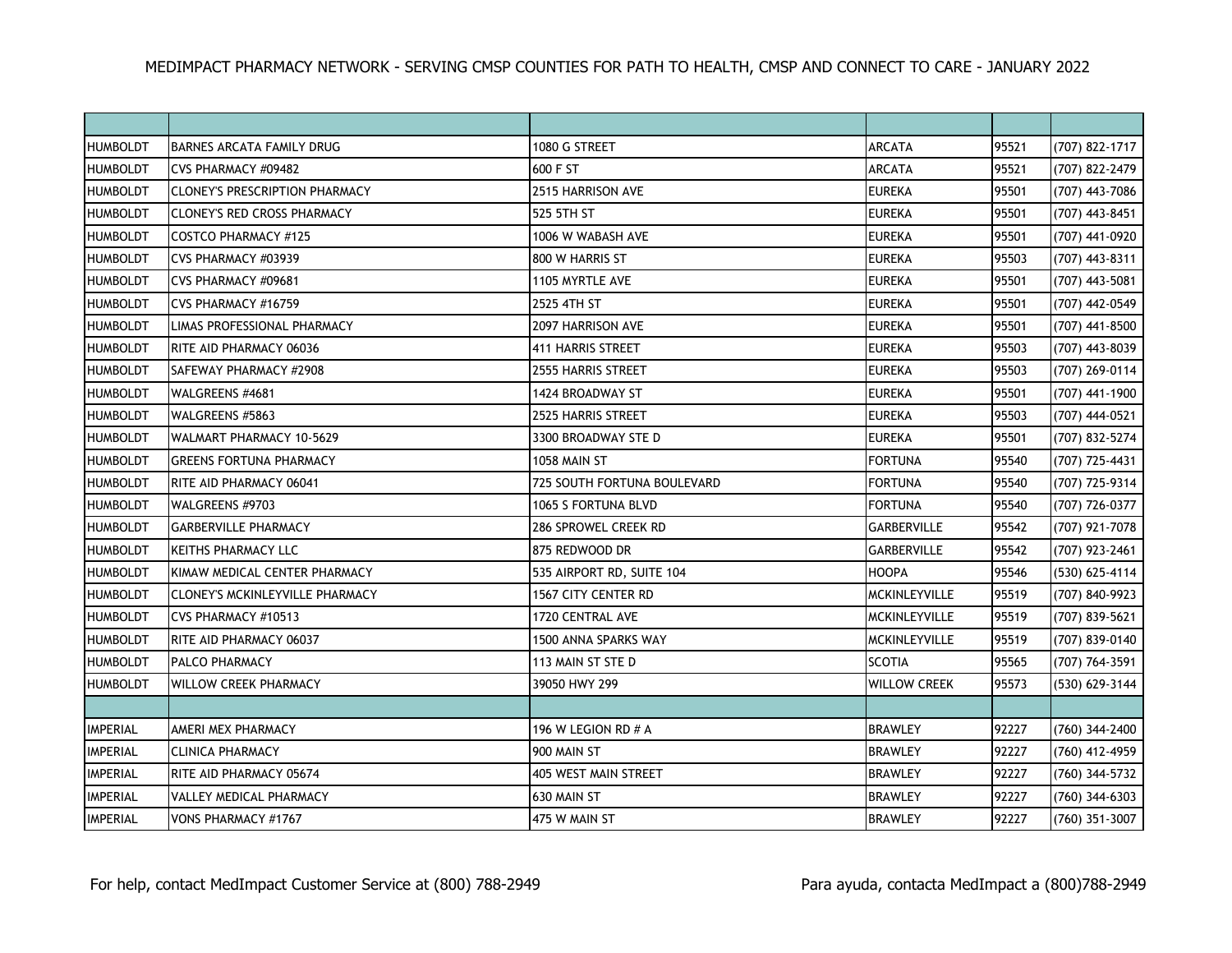# MEDIMPACT PHARMACY NETWORK - SERVING CMSP COUNTIES FOR PATH TO HEALTH, CMSP AND CONNECT TO CARE - JANUARY 2022

| | | | | | |
|---|---|---|---|---|---|
| HUMBOLDT | BARNES ARCATA FAMILY DRUG | 1080 G STREET | ARCATA | 95521 | (707) 822-1717 |
| HUMBOLDT | CVS PHARMACY #09482 | 600 F ST | ARCATA | 95521 | (707) 822-2479 |
| HUMBOLDT | CLONEY'S PRESCRIPTION PHARMACY | 2515 HARRISON AVE | EUREKA | 95501 | (707) 443-7086 |
| HUMBOLDT | CLONEY'S RED CROSS PHARMACY | 525 5TH ST | EUREKA | 95501 | (707) 443-8451 |
| HUMBOLDT | COSTCO PHARMACY #125 | 1006 W WABASH AVE | EUREKA | 95501 | (707) 441-0920 |
| HUMBOLDT | CVS PHARMACY #03939 | 800 W HARRIS ST | EUREKA | 95503 | (707) 443-8311 |
| HUMBOLDT | CVS PHARMACY #09681 | 1105 MYRTLE AVE | EUREKA | 95501 | (707) 443-5081 |
| HUMBOLDT | CVS PHARMACY #16759 | 2525 4TH ST | EUREKA | 95501 | (707) 442-0549 |
| HUMBOLDT | LIMAS PROFESSIONAL PHARMACY | 2097 HARRISON AVE | EUREKA | 95501 | (707) 441-8500 |
| HUMBOLDT | RITE AID PHARMACY 06036 | 411 HARRIS STREET | EUREKA | 95503 | (707) 443-8039 |
| HUMBOLDT | SAFEWAY PHARMACY #2908 | 2555 HARRIS STREET | EUREKA | 95503 | (707) 269-0114 |
| HUMBOLDT | WALGREENS #4681 | 1424 BROADWAY ST | EUREKA | 95501 | (707) 441-1900 |
| HUMBOLDT | WALGREENS #5863 | 2525 HARRIS STREET | EUREKA | 95503 | (707) 444-0521 |
| HUMBOLDT | WALMART PHARMACY 10-5629 | 3300 BROADWAY STE D | EUREKA | 95501 | (707) 832-5274 |
| HUMBOLDT | GREENS FORTUNA PHARMACY | 1058 MAIN ST | FORTUNA | 95540 | (707) 725-4431 |
| HUMBOLDT | RITE AID PHARMACY 06041 | 725 SOUTH FORTUNA BOULEVARD | FORTUNA | 95540 | (707) 725-9314 |
| HUMBOLDT | WALGREENS #9703 | 1065 S FORTUNA BLVD | FORTUNA | 95540 | (707) 726-0377 |
| HUMBOLDT | GARBERVILLE PHARMACY | 286 SPROWEL CREEK RD | GARBERVILLE | 95542 | (707) 921-7078 |
| HUMBOLDT | KEITHS PHARMACY LLC | 875 REDWOOD DR | GARBERVILLE | 95542 | (707) 923-2461 |
| HUMBOLDT | KIMAW MEDICAL CENTER PHARMACY | 535 AIRPORT RD, SUITE 104 | HOOPA | 95546 | (530) 625-4114 |
| HUMBOLDT | CLONEY'S MCKINLEYVILLE PHARMACY | 1567 CITY CENTER RD | MCKINLEYVILLE | 95519 | (707) 840-9923 |
| HUMBOLDT | CVS PHARMACY #10513 | 1720 CENTRAL AVE | MCKINLEYVILLE | 95519 | (707) 839-5621 |
| HUMBOLDT | RITE AID PHARMACY 06037 | 1500 ANNA SPARKS WAY | MCKINLEYVILLE | 95519 | (707) 839-0140 |
| HUMBOLDT | PALCO PHARMACY | 113 MAIN ST STE D | SCOTIA | 95565 | (707) 764-3591 |
| HUMBOLDT | WILLOW CREEK PHARMACY | 39050 HWY 299 | WILLOW CREEK | 95573 | (530) 629-3144 |
| | | | | | |
| IMPERIAL | AMERI MEX PHARMACY | 196 W LEGION RD # A | BRAWLEY | 92227 | (760) 344-2400 |
| IMPERIAL | CLINICA PHARMACY | 900 MAIN ST | BRAWLEY | 92227 | (760) 412-4959 |
| IMPERIAL | RITE AID PHARMACY 05674 | 405 WEST MAIN STREET | BRAWLEY | 92227 | (760) 344-5732 |
| IMPERIAL | VALLEY MEDICAL PHARMACY | 630 MAIN ST | BRAWLEY | 92227 | (760) 344-6303 |
| IMPERIAL | VONS PHARMACY #1767 | 475 W MAIN ST | BRAWLEY | 92227 | (760) 351-3007 |

For help, contact MedImpact Customer Service at (800) 788-2949

Para ayuda, contacta MedImpact a (800)788-2949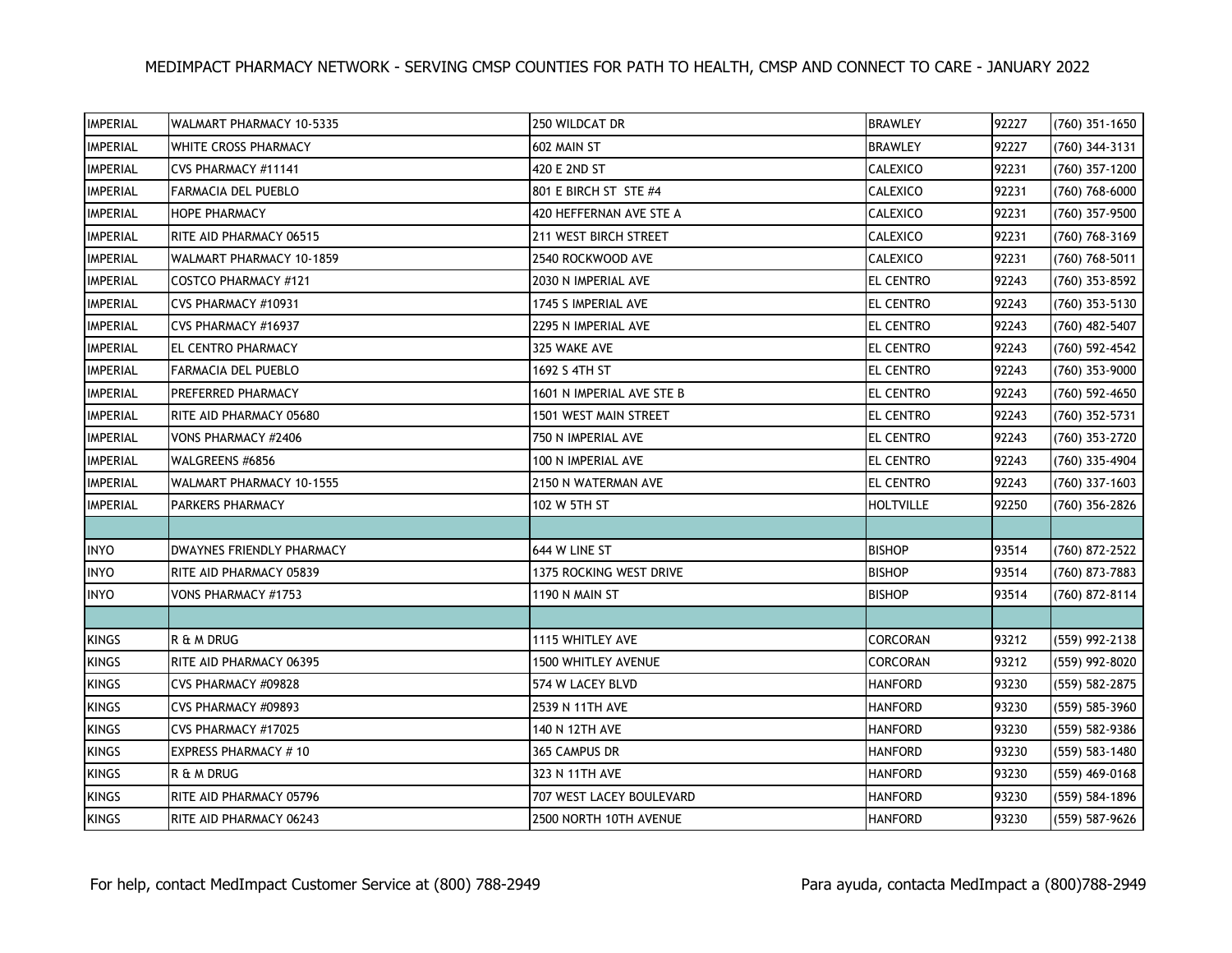| | | | | | |
|---|---|---|---|---|---|
| IMPERIAL | WALMART PHARMACY 10-5335 | 250 WILDCAT DR | BRAWLEY | 92227 | (760) 351-1650 |
| IMPERIAL | WHITE CROSS PHARMACY | 602 MAIN ST | BRAWLEY | 92227 | (760) 344-3131 |
| IMPERIAL | CVS PHARMACY #11141 | 420 E 2ND ST | CALEXICO | 92231 | (760) 357-1200 |
| IMPERIAL | FARMACIA DEL PUEBLO | 801 E BIRCH ST STE #4 | CALEXICO | 92231 | (760) 768-6000 |
| IMPERIAL | HOPE PHARMACY | 420 HEFFERNAN AVE STE A | CALEXICO | 92231 | (760) 357-9500 |
| IMPERIAL | RITE AID PHARMACY 06515 | 211 WEST BIRCH STREET | CALEXICO | 92231 | (760) 768-3169 |
| IMPERIAL | WALMART PHARMACY 10-1859 | 2540 ROCKWOOD AVE | CALEXICO | 92231 | (760) 768-5011 |
| IMPERIAL | COSTCO PHARMACY #121 | 2030 N IMPERIAL AVE | EL CENTRO | 92243 | (760) 353-8592 |
| IMPERIAL | CVS PHARMACY #10931 | 1745 S IMPERIAL AVE | EL CENTRO | 92243 | (760) 353-5130 |
| IMPERIAL | CVS PHARMACY #16937 | 2295 N IMPERIAL AVE | EL CENTRO | 92243 | (760) 482-5407 |
| IMPERIAL | EL CENTRO PHARMACY | 325 WAKE AVE | EL CENTRO | 92243 | (760) 592-4542 |
| IMPERIAL | FARMACIA DEL PUEBLO | 1692 S 4TH ST | EL CENTRO | 92243 | (760) 353-9000 |
| IMPERIAL | PREFERRED PHARMACY | 1601 N IMPERIAL AVE STE B | EL CENTRO | 92243 | (760) 592-4650 |
| IMPERIAL | RITE AID PHARMACY 05680 | 1501 WEST MAIN STREET | EL CENTRO | 92243 | (760) 352-5731 |
| IMPERIAL | VONS PHARMACY #2406 | 750 N IMPERIAL AVE | EL CENTRO | 92243 | (760) 353-2720 |
| IMPERIAL | WALGREENS #6856 | 100 N IMPERIAL AVE | EL CENTRO | 92243 | (760) 335-4904 |
| IMPERIAL | WALMART PHARMACY 10-1555 | 2150 N WATERMAN AVE | EL CENTRO | 92243 | (760) 337-1603 |
| IMPERIAL | PARKERS PHARMACY | 102 W 5TH ST | HOLTVILLE | 92250 | (760) 356-2826 |
| | | | | | |
| INYO | DWAYNES FRIENDLY PHARMACY | 644 W LINE ST | BISHOP | 93514 | (760) 872-2522 |
| INYO | RITE AID PHARMACY 05839 | 1375 ROCKING WEST DRIVE | BISHOP | 93514 | (760) 873-7883 |
| INYO | VONS PHARMACY #1753 | 1190 N MAIN ST | BISHOP | 93514 | (760) 872-8114 |
| | | | | | |
| KINGS | R & M DRUG | 1115 WHITLEY AVE | CORCORAN | 93212 | (559) 992-2138 |
| KINGS | RITE AID PHARMACY 06395 | 1500 WHITLEY AVENUE | CORCORAN | 93212 | (559) 992-8020 |
| KINGS | CVS PHARMACY #09828 | 574 W LACEY BLVD | HANFORD | 93230 | (559) 582-2875 |
| KINGS | CVS PHARMACY #09893 | 2539 N 11TH AVE | HANFORD | 93230 | (559) 585-3960 |
| KINGS | CVS PHARMACY #17025 | 140 N 12TH AVE | HANFORD | 93230 | (559) 582-9386 |
| KINGS | EXPRESS PHARMACY # 10 | 365 CAMPUS DR | HANFORD | 93230 | (559) 583-1480 |
| KINGS | R & M DRUG | 323 N 11TH AVE | HANFORD | 93230 | (559) 469-0168 |
| KINGS | RITE AID PHARMACY 05796 | 707 WEST LACEY BOULEVARD | HANFORD | 93230 | (559) 584-1896 |
| KINGS | RITE AID PHARMACY 06243 | 2500 NORTH 10TH AVENUE | HANFORD | 93230 | (559) 587-9626 |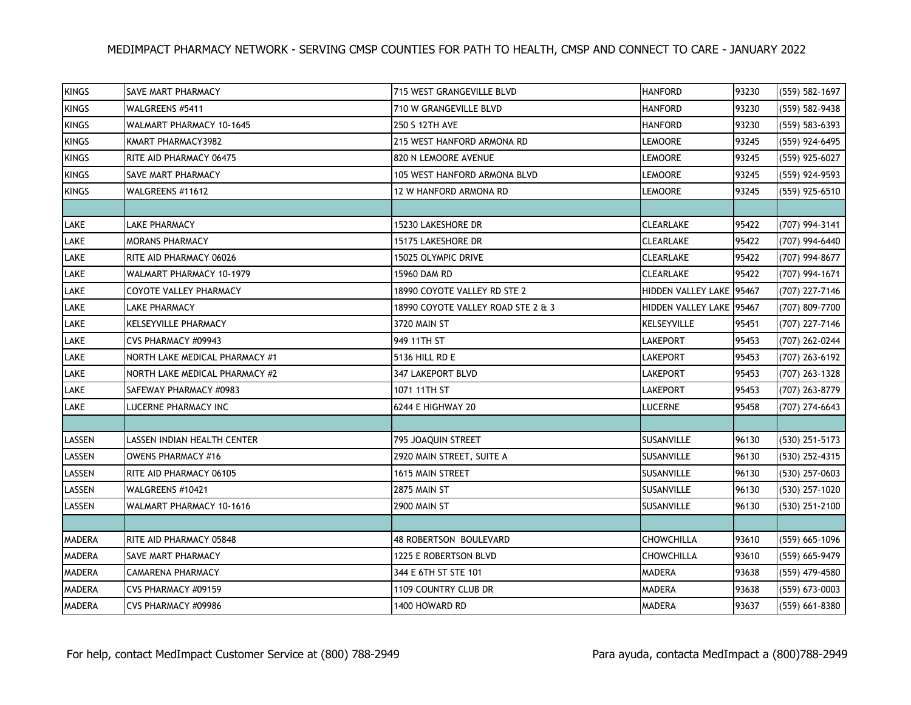MEDIMPACT PHARMACY NETWORK - SERVING CMSP COUNTIES FOR PATH TO HEALTH, CMSP AND CONNECT TO CARE - JANUARY 2022

| | | | | | |
|---|---|---|---|---|---|
| KINGS | SAVE MART PHARMACY | 715 WEST GRANGEVILLE BLVD | HANFORD | 93230 | (559) 582-1697 |
| KINGS | WALGREENS #5411 | 710 W GRANGEVILLE BLVD | HANFORD | 93230 | (559) 582-9438 |
| KINGS | WALMART PHARMACY 10-1645 | 250 S 12TH AVE | HANFORD | 93230 | (559) 583-6393 |
| KINGS | KMART PHARMACY3982 | 215 WEST HANFORD ARMONA RD | LEMOORE | 93245 | (559) 924-6495 |
| KINGS | RITE AID PHARMACY 06475 | 820 N LEMOORE AVENUE | LEMOORE | 93245 | (559) 925-6027 |
| KINGS | SAVE MART PHARMACY | 105 WEST HANFORD ARMONA BLVD | LEMOORE | 93245 | (559) 924-9593 |
| KINGS | WALGREENS #11612 | 12 W HANFORD ARMONA RD | LEMOORE | 93245 | (559) 925-6510 |
| | | | | | |
| LAKE | LAKE PHARMACY | 15230 LAKESHORE DR | CLEARLAKE | 95422 | (707) 994-3141 |
| LAKE | MORANS PHARMACY | 15175 LAKESHORE DR | CLEARLAKE | 95422 | (707) 994-6440 |
| LAKE | RITE AID PHARMACY 06026 | 15025 OLYMPIC DRIVE | CLEARLAKE | 95422 | (707) 994-8677 |
| LAKE | WALMART PHARMACY 10-1979 | 15960 DAM RD | CLEARLAKE | 95422 | (707) 994-1671 |
| LAKE | COYOTE VALLEY PHARMACY | 18990 COYOTE VALLEY RD STE 2 | HIDDEN VALLEY LAKE | 95467 | (707) 227-7146 |
| LAKE | LAKE PHARMACY | 18990 COYOTE VALLEY ROAD STE 2 & 3 | HIDDEN VALLEY LAKE | 95467 | (707) 809-7700 |
| LAKE | KELSEYVILLE PHARMACY | 3720 MAIN ST | KELSEYVILLE | 95451 | (707) 227-7146 |
| LAKE | CVS PHARMACY #09943 | 949 11TH ST | LAKEPORT | 95453 | (707) 262-0244 |
| LAKE | NORTH LAKE MEDICAL PHARMACY #1 | 5136 HILL RD E | LAKEPORT | 95453 | (707) 263-6192 |
| LAKE | NORTH LAKE MEDICAL PHARMACY #2 | 347 LAKEPORT BLVD | LAKEPORT | 95453 | (707) 263-1328 |
| LAKE | SAFEWAY PHARMACY #0983 | 1071 11TH ST | LAKEPORT | 95453 | (707) 263-8779 |
| LAKE | LUCERNE PHARMACY INC | 6244 E HIGHWAY 20 | LUCERNE | 95458 | (707) 274-6643 |
| | | | | | |
| LASSEN | LASSEN INDIAN HEALTH CENTER | 795 JOAQUIN STREET | SUSANVILLE | 96130 | (530) 251-5173 |
| LASSEN | OWENS PHARMACY #16 | 2920 MAIN STREET, SUITE A | SUSANVILLE | 96130 | (530) 252-4315 |
| LASSEN | RITE AID PHARMACY 06105 | 1615 MAIN STREET | SUSANVILLE | 96130 | (530) 257-0603 |
| LASSEN | WALGREENS #10421 | 2875 MAIN ST | SUSANVILLE | 96130 | (530) 257-1020 |
| LASSEN | WALMART PHARMACY 10-1616 | 2900 MAIN ST | SUSANVILLE | 96130 | (530) 251-2100 |
| | | | | | |
| MADERA | RITE AID PHARMACY 05848 | 48 ROBERTSON BOULEVARD | CHOWCHILLA | 93610 | (559) 665-1096 |
| MADERA | SAVE MART PHARMACY | 1225 E ROBERTSON BLVD | CHOWCHILLA | 93610 | (559) 665-9479 |
| MADERA | CAMARENA PHARMACY | 344 E 6TH ST STE 101 | MADERA | 93638 | (559) 479-4580 |
| MADERA | CVS PHARMACY #09159 | 1109 COUNTRY CLUB DR | MADERA | 93638 | (559) 673-0003 |
| MADERA | CVS PHARMACY #09986 | 1400 HOWARD RD | MADERA | 93637 | (559) 661-8380 |

For help, contact MedImpact Customer Service at (800) 788-2949

Para ayuda, contacta MedImpact a (800)788-2949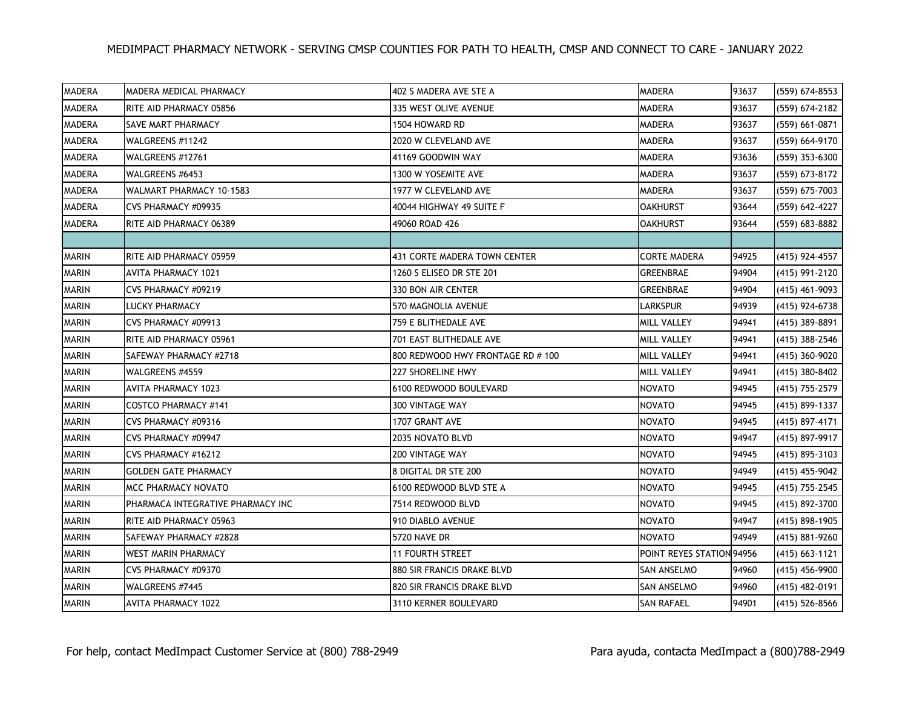# MEDIMPACT PHARMACY NETWORK - SERVING CMSP COUNTIES FOR PATH TO HEALTH, CMSP AND CONNECT TO CARE - JANUARY 2022

| | | | | | |
|---|---|---|---|---|---|
| MADERA | MADERA MEDICAL PHARMACY | 402 S MADERA AVE STE A | MADERA | 93637 | (559) 674-8553 |
| MADERA | RITE AID PHARMACY 05856 | 335 WEST OLIVE AVENUE | MADERA | 93637 | (559) 674-2182 |
| MADERA | SAVE MART PHARMACY | 1504 HOWARD RD | MADERA | 93637 | (559) 661-0871 |
| MADERA | WALGREENS #11242 | 2020 W CLEVELAND AVE | MADERA | 93637 | (559) 664-9170 |
| MADERA | WALGREENS #12761 | 41169 GOODWIN WAY | MADERA | 93636 | (559) 353-6300 |
| MADERA | WALGREENS #6453 | 1300 W YOSEMITE AVE | MADERA | 93637 | (559) 673-8172 |
| MADERA | WALMART PHARMACY 10-1583 | 1977 W CLEVELAND AVE | MADERA | 93637 | (559) 675-7003 |
| MADERA | CVS PHARMACY #09935 | 40044 HIGHWAY 49 SUITE F | OAKHURST | 93644 | (559) 642-4227 |
| MADERA | RITE AID PHARMACY 06389 | 49060 ROAD 426 | OAKHURST | 93644 | (559) 683-8882 |
| | | | | | |
| MARIN | RITE AID PHARMACY 05959 | 431 CORTE MADERA TOWN CENTER | CORTE MADERA | 94925 | (415) 924-4557 |
| MARIN | AVITA PHARMACY 1021 | 1260 S ELISEO DR STE 201 | GREENBRAE | 94904 | (415) 991-2120 |
| MARIN | CVS PHARMACY #09219 | 330 BON AIR CENTER | GREENBRAE | 94904 | (415) 461-9093 |
| MARIN | LUCKY PHARMACY | 570 MAGNOLIA AVENUE | LARKSPUR | 94939 | (415) 924-6738 |
| MARIN | CVS PHARMACY #09913 | 759 E BLITHEDALE AVE | MILL VALLEY | 94941 | (415) 389-8891 |
| MARIN | RITE AID PHARMACY 05961 | 701 EAST BLITHEDALE AVE | MILL VALLEY | 94941 | (415) 388-2546 |
| MARIN | SAFEWAY PHARMACY #2718 | 800 REDWOOD HWY FRONTAGE RD # 100 | MILL VALLEY | 94941 | (415) 360-9020 |
| MARIN | WALGREENS #4559 | 227 SHORELINE HWY | MILL VALLEY | 94941 | (415) 380-8402 |
| MARIN | AVITA PHARMACY 1023 | 6100 REDWOOD BOULEVARD | NOVATO | 94945 | (415) 755-2579 |
| MARIN | COSTCO PHARMACY #141 | 300 VINTAGE WAY | NOVATO | 94945 | (415) 899-1337 |
| MARIN | CVS PHARMACY #09316 | 1707 GRANT AVE | NOVATO | 94945 | (415) 897-4171 |
| MARIN | CVS PHARMACY #09947 | 2035 NOVATO BLVD | NOVATO | 94947 | (415) 897-9917 |
| MARIN | CVS PHARMACY #16212 | 200 VINTAGE WAY | NOVATO | 94945 | (415) 895-3103 |
| MARIN | GOLDEN GATE PHARMACY | 8 DIGITAL DR STE 200 | NOVATO | 94949 | (415) 455-9042 |
| MARIN | MCC PHARMACY NOVATO | 6100 REDWOOD BLVD STE A | NOVATO | 94945 | (415) 755-2545 |
| MARIN | PHARMACA INTEGRATIVE PHARMACY INC | 7514 REDWOOD BLVD | NOVATO | 94945 | (415) 892-3700 |
| MARIN | RITE AID PHARMACY 05963 | 910 DIABLO AVENUE | NOVATO | 94947 | (415) 898-1905 |
| MARIN | SAFEWAY PHARMACY #2828 | 5720 NAVE DR | NOVATO | 94949 | (415) 881-9260 |
| MARIN | WEST MARIN PHARMACY | 11 FOURTH STREET | POINT REYES STATION | 94956 | (415) 663-1121 |
| MARIN | CVS PHARMACY #09370 | 880 SIR FRANCIS DRAKE BLVD | SAN ANSELMO | 94960 | (415) 456-9900 |
| MARIN | WALGREENS #7445 | 820 SIR FRANCIS DRAKE BLVD | SAN ANSELMO | 94960 | (415) 482-0191 |
| MARIN | AVITA PHARMACY 1022 | 3110 KERNER BOULEVARD | SAN RAFAEL | 94901 | (415) 526-8566 |

For help, contact MedImpact Customer Service at (800) 788-2949

Para ayuda, contacta MedImpact a (800)788-2949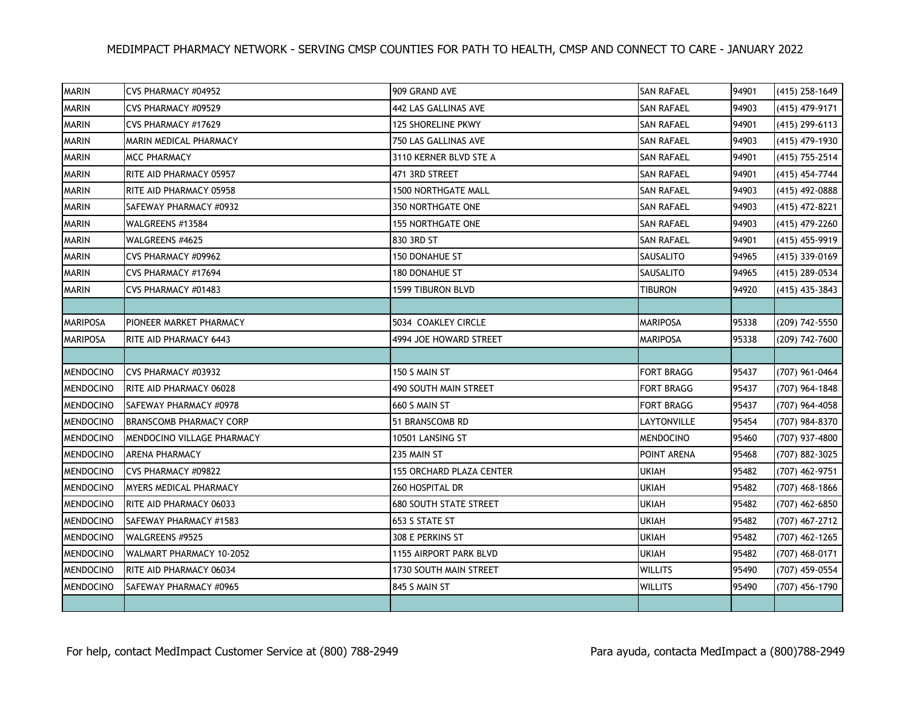MEDIMPACT PHARMACY NETWORK - SERVING CMSP COUNTIES FOR PATH TO HEALTH, CMSP AND CONNECT TO CARE - JANUARY 2022

| | | | | | |
|---|---|---|---|---|---|
| MARIN | CVS PHARMACY #04952 | 909 GRAND AVE | SAN RAFAEL | 94901 | (415) 258-1649 |
| MARIN | CVS PHARMACY #09529 | 442 LAS GALLINAS AVE | SAN RAFAEL | 94903 | (415) 479-9171 |
| MARIN | CVS PHARMACY #17629 | 125 SHORELINE PKWY | SAN RAFAEL | 94901 | (415) 299-6113 |
| MARIN | MARIN MEDICAL PHARMACY | 750 LAS GALLINAS AVE | SAN RAFAEL | 94903 | (415) 479-1930 |
| MARIN | MCC PHARMACY | 3110 KERNER BLVD STE A | SAN RAFAEL | 94901 | (415) 755-2514 |
| MARIN | RITE AID PHARMACY 05957 | 471 3RD STREET | SAN RAFAEL | 94901 | (415) 454-7744 |
| MARIN | RITE AID PHARMACY 05958 | 1500 NORTHGATE MALL | SAN RAFAEL | 94903 | (415) 492-0888 |
| MARIN | SAFEWAY PHARMACY #0932 | 350 NORTHGATE ONE | SAN RAFAEL | 94903 | (415) 472-8221 |
| MARIN | WALGREENS #13584 | 155 NORTHGATE ONE | SAN RAFAEL | 94903 | (415) 479-2260 |
| MARIN | WALGREENS #4625 | 830 3RD ST | SAN RAFAEL | 94901 | (415) 455-9919 |
| MARIN | CVS PHARMACY #09962 | 150 DONAHUE ST | SAUSALITO | 94965 | (415) 339-0169 |
| MARIN | CVS PHARMACY #17694 | 180 DONAHUE ST | SAUSALITO | 94965 | (415) 289-0534 |
| MARIN | CVS PHARMACY #01483 | 1599 TIBURON BLVD | TIBURON | 94920 | (415) 435-3843 |
| | | | | | |
| MARIPOSA | PIONEER MARKET PHARMACY | 5034 COAKLEY CIRCLE | MARIPOSA | 95338 | (209) 742-5550 |
| MARIPOSA | RITE AID PHARMACY 6443 | 4994 JOE HOWARD STREET | MARIPOSA | 95338 | (209) 742-7600 |
| | | | | | |
| MENDOCINO | CVS PHARMACY #03932 | 150 S MAIN ST | FORT BRAGG | 95437 | (707) 961-0464 |
| MENDOCINO | RITE AID PHARMACY 06028 | 490 SOUTH MAIN STREET | FORT BRAGG | 95437 | (707) 964-1848 |
| MENDOCINO | SAFEWAY PHARMACY #0978 | 660 S MAIN ST | FORT BRAGG | 95437 | (707) 964-4058 |
| MENDOCINO | BRANSCOMB PHARMACY CORP | 51 BRANSCOMB RD | LAYTONVILLE | 95454 | (707) 984-8370 |
| MENDOCINO | MENDOCINO VILLAGE PHARMACY | 10501 LANSING ST | MENDOCINO | 95460 | (707) 937-4800 |
| MENDOCINO | ARENA PHARMACY | 235 MAIN ST | POINT ARENA | 95468 | (707) 882-3025 |
| MENDOCINO | CVS PHARMACY #09822 | 155 ORCHARD PLAZA CENTER | UKIAH | 95482 | (707) 462-9751 |
| MENDOCINO | MYERS MEDICAL PHARMACY | 260 HOSPITAL DR | UKIAH | 95482 | (707) 468-1866 |
| MENDOCINO | RITE AID PHARMACY 06033 | 680 SOUTH STATE STREET | UKIAH | 95482 | (707) 462-6850 |
| MENDOCINO | SAFEWAY PHARMACY #1583 | 653 S STATE ST | UKIAH | 95482 | (707) 467-2712 |
| MENDOCINO | WALGREENS #9525 | 308 E PERKINS ST | UKIAH | 95482 | (707) 462-1265 |
| MENDOCINO | WALMART PHARMACY 10-2052 | 1155 AIRPORT PARK BLVD | UKIAH | 95482 | (707) 468-0171 |
| MENDOCINO | RITE AID PHARMACY 06034 | 1730 SOUTH MAIN STREET | WILLITS | 95490 | (707) 459-0554 |
| MENDOCINO | SAFEWAY PHARMACY #0965 | 845 S MAIN ST | WILLITS | 95490 | (707) 456-1790 |
| | | | | | |

For help, contact MedImpact Customer Service at (800) 788-2949

Para ayuda, contacta MedImpact a (800)788-2949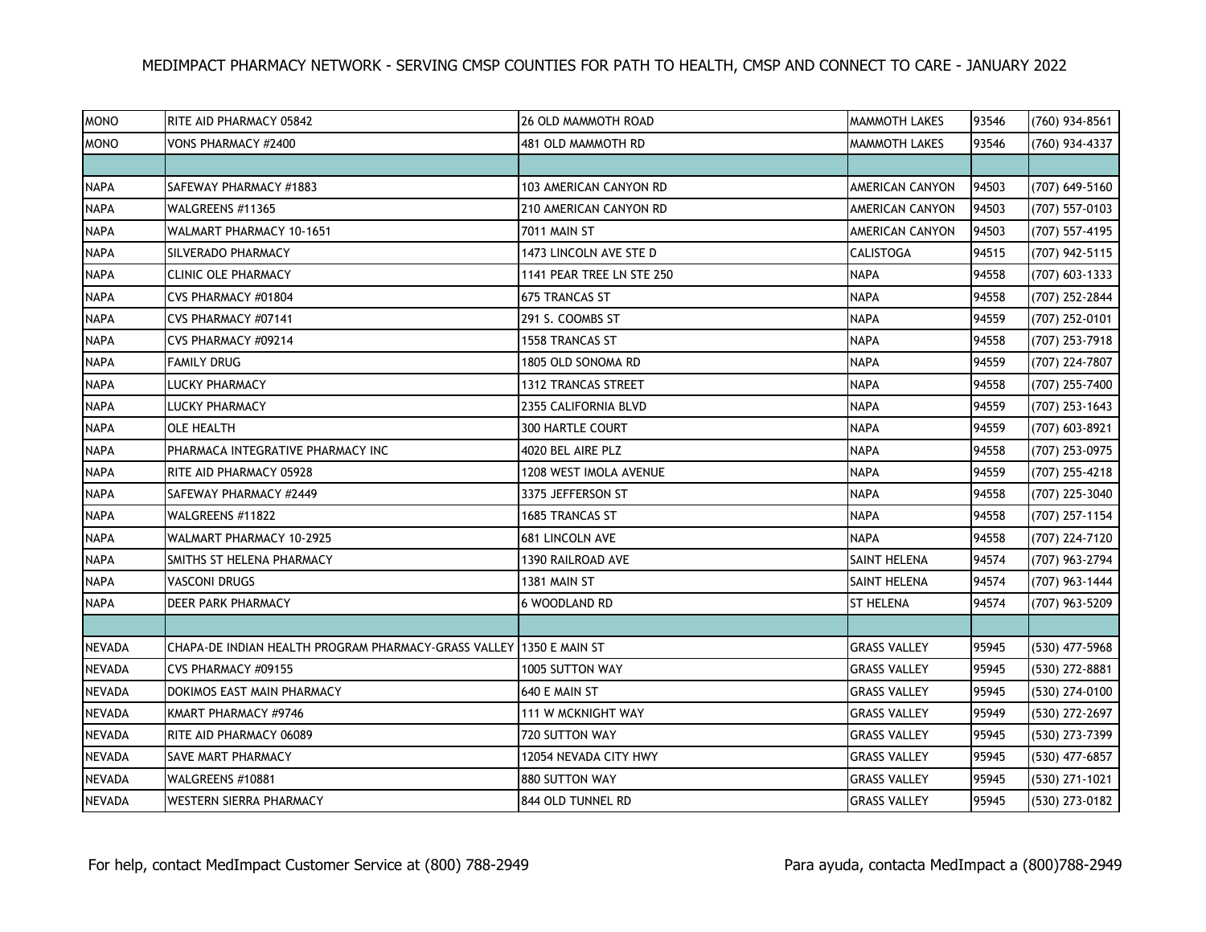MEDIMPACT PHARMACY NETWORK - SERVING CMSP COUNTIES FOR PATH TO HEALTH, CMSP AND CONNECT TO CARE - JANUARY 2022

| | | | | | |
|---|---|---|---|---|---|
| MONO | RITE AID PHARMACY 05842 | 26 OLD MAMMOTH ROAD | MAMMOTH LAKES | 93546 | (760) 934-8561 |
| MONO | VONS PHARMACY #2400 | 481 OLD MAMMOTH RD | MAMMOTH LAKES | 93546 | (760) 934-4337 |
| | | | | | |
| NAPA | SAFEWAY PHARMACY #1883 | 103 AMERICAN CANYON RD | AMERICAN CANYON | 94503 | (707) 649-5160 |
| NAPA | WALGREENS #11365 | 210 AMERICAN CANYON RD | AMERICAN CANYON | 94503 | (707) 557-0103 |
| NAPA | WALMART PHARMACY 10-1651 | 7011 MAIN ST | AMERICAN CANYON | 94503 | (707) 557-4195 |
| NAPA | SILVERADO PHARMACY | 1473 LINCOLN AVE STE D | CALISTOGA | 94515 | (707) 942-5115 |
| NAPA | CLINIC OLE PHARMACY | 1141 PEAR TREE LN STE 250 | NAPA | 94558 | (707) 603-1333 |
| NAPA | CVS PHARMACY #01804 | 675 TRANCAS ST | NAPA | 94558 | (707) 252-2844 |
| NAPA | CVS PHARMACY #07141 | 291 S. COOMBS ST | NAPA | 94559 | (707) 252-0101 |
| NAPA | CVS PHARMACY #09214 | 1558 TRANCAS ST | NAPA | 94558 | (707) 253-7918 |
| NAPA | FAMILY DRUG | 1805 OLD SONOMA RD | NAPA | 94559 | (707) 224-7807 |
| NAPA | LUCKY PHARMACY | 1312 TRANCAS STREET | NAPA | 94558 | (707) 255-7400 |
| NAPA | LUCKY PHARMACY | 2355 CALIFORNIA BLVD | NAPA | 94559 | (707) 253-1643 |
| NAPA | OLE HEALTH | 300 HARTLE COURT | NAPA | 94559 | (707) 603-8921 |
| NAPA | PHARMACA INTEGRATIVE PHARMACY INC | 4020 BEL AIRE PLZ | NAPA | 94558 | (707) 253-0975 |
| NAPA | RITE AID PHARMACY 05928 | 1208 WEST IMOLA AVENUE | NAPA | 94559 | (707) 255-4218 |
| NAPA | SAFEWAY PHARMACY #2449 | 3375 JEFFERSON ST | NAPA | 94558 | (707) 225-3040 |
| NAPA | WALGREENS #11822 | 1685 TRANCAS ST | NAPA | 94558 | (707) 257-1154 |
| NAPA | WALMART PHARMACY 10-2925 | 681 LINCOLN AVE | NAPA | 94558 | (707) 224-7120 |
| NAPA | SMITHS ST HELENA PHARMACY | 1390 RAILROAD AVE | SAINT HELENA | 94574 | (707) 963-2794 |
| NAPA | VASCONI DRUGS | 1381 MAIN ST | SAINT HELENA | 94574 | (707) 963-1444 |
| NAPA | DEER PARK PHARMACY | 6 WOODLAND RD | ST HELENA | 94574 | (707) 963-5209 |
| | | | | | |
| NEVADA | CHAPA-DE INDIAN HEALTH PROGRAM PHARMACY-GRASS VALLEY | 1350 E MAIN ST | GRASS VALLEY | 95945 | (530) 477-5968 |
| NEVADA | CVS PHARMACY #09155 | 1005 SUTTON WAY | GRASS VALLEY | 95945 | (530) 272-8881 |
| NEVADA | DOKIMOS EAST MAIN PHARMACY | 640 E MAIN ST | GRASS VALLEY | 95945 | (530) 274-0100 |
| NEVADA | KMART PHARMACY #9746 | 111 W MCKNIGHT WAY | GRASS VALLEY | 95949 | (530) 272-2697 |
| NEVADA | RITE AID PHARMACY 06089 | 720 SUTTON WAY | GRASS VALLEY | 95945 | (530) 273-7399 |
| NEVADA | SAVE MART PHARMACY | 12054 NEVADA CITY HWY | GRASS VALLEY | 95945 | (530) 477-6857 |
| NEVADA | WALGREENS #10881 | 880 SUTTON WAY | GRASS VALLEY | 95945 | (530) 271-1021 |
| NEVADA | WESTERN SIERRA PHARMACY | 844 OLD TUNNEL RD | GRASS VALLEY | 95945 | (530) 273-0182 |

For help, contact MedImpact Customer Service at (800) 788-2949

Para ayuda, contacta MedImpact a (800)788-2949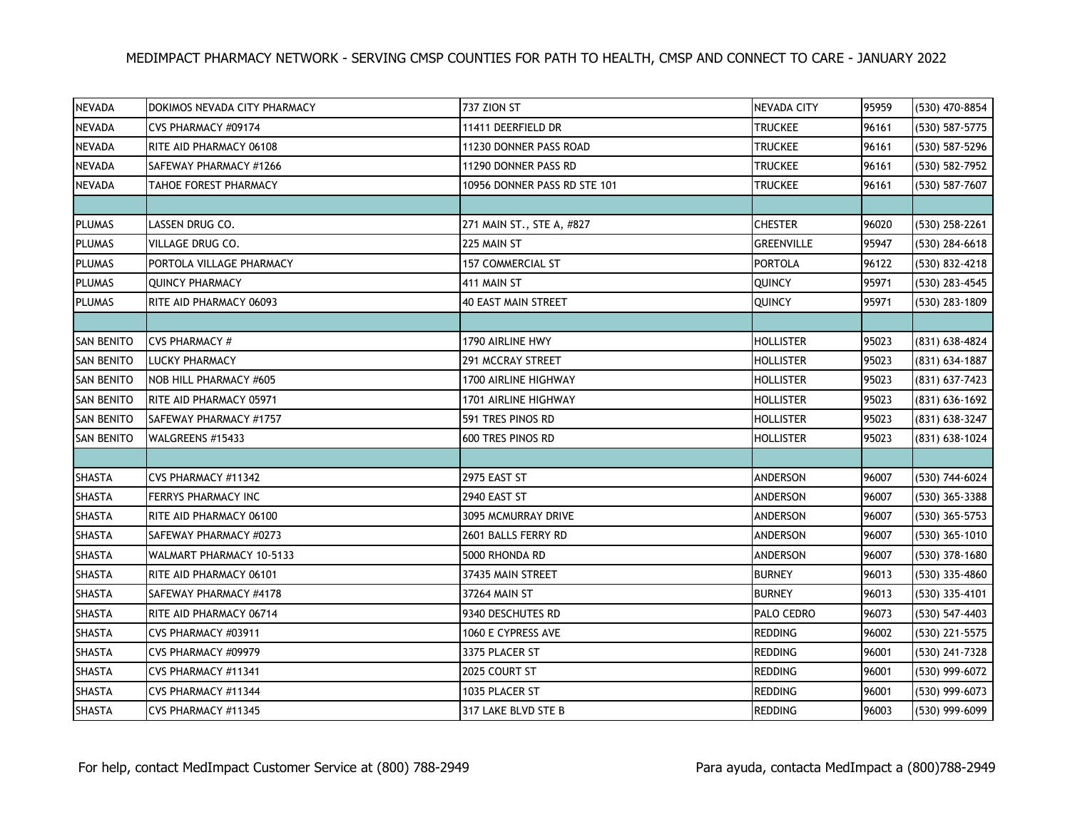MEDIMPACT PHARMACY NETWORK - SERVING CMSP COUNTIES FOR PATH TO HEALTH, CMSP AND CONNECT TO CARE - JANUARY 2022

| | | | | | |
|---|---|---|---|---|---|
| NEVADA | DOKIMOS NEVADA CITY PHARMACY | 737 ZION ST | NEVADA CITY | 95959 | (530) 470-8854 |
| NEVADA | CVS PHARMACY #09174 | 11411 DEERFIELD DR | TRUCKEE | 96161 | (530) 587-5775 |
| NEVADA | RITE AID PHARMACY 06108 | 11230 DONNER PASS ROAD | TRUCKEE | 96161 | (530) 587-5296 |
| NEVADA | SAFEWAY PHARMACY #1266 | 11290 DONNER PASS RD | TRUCKEE | 96161 | (530) 582-7952 |
| NEVADA | TAHOE FOREST PHARMACY | 10956 DONNER PASS RD STE 101 | TRUCKEE | 96161 | (530) 587-7607 |
| | | | | | |
| PLUMAS | LASSEN DRUG CO. | 271 MAIN ST., STE A, #827 | CHESTER | 96020 | (530) 258-2261 |
| PLUMAS | VILLAGE DRUG CO. | 225 MAIN ST | GREENVILLE | 95947 | (530) 284-6618 |
| PLUMAS | PORTOLA VILLAGE PHARMACY | 157 COMMERCIAL ST | PORTOLA | 96122 | (530) 832-4218 |
| PLUMAS | QUINCY PHARMACY | 411 MAIN ST | QUINCY | 95971 | (530) 283-4545 |
| PLUMAS | RITE AID PHARMACY 06093 | 40 EAST MAIN STREET | QUINCY | 95971 | (530) 283-1809 |
| | | | | | |
| SAN BENITO | CVS PHARMACY # | 1790 AIRLINE HWY | HOLLISTER | 95023 | (831) 638-4824 |
| SAN BENITO | LUCKY PHARMACY | 291 MCCRAY STREET | HOLLISTER | 95023 | (831) 634-1887 |
| SAN BENITO | NOB HILL PHARMACY #605 | 1700 AIRLINE HIGHWAY | HOLLISTER | 95023 | (831) 637-7423 |
| SAN BENITO | RITE AID PHARMACY 05971 | 1701 AIRLINE HIGHWAY | HOLLISTER | 95023 | (831) 636-1692 |
| SAN BENITO | SAFEWAY PHARMACY #1757 | 591 TRES PINOS RD | HOLLISTER | 95023 | (831) 638-3247 |
| SAN BENITO | WALGREENS #15433 | 600 TRES PINOS RD | HOLLISTER | 95023 | (831) 638-1024 |
| | | | | | |
| SHASTA | CVS PHARMACY #11342 | 2975 EAST ST | ANDERSON | 96007 | (530) 744-6024 |
| SHASTA | FERRYS PHARMACY INC | 2940 EAST ST | ANDERSON | 96007 | (530) 365-3388 |
| SHASTA | RITE AID PHARMACY 06100 | 3095 MCMURRAY DRIVE | ANDERSON | 96007 | (530) 365-5753 |
| SHASTA | SAFEWAY PHARMACY #0273 | 2601 BALLS FERRY RD | ANDERSON | 96007 | (530) 365-1010 |
| SHASTA | WALMART PHARMACY 10-5133 | 5000 RHONDA RD | ANDERSON | 96007 | (530) 378-1680 |
| SHASTA | RITE AID PHARMACY 06101 | 37435 MAIN STREET | BURNEY | 96013 | (530) 335-4860 |
| SHASTA | SAFEWAY PHARMACY #4178 | 37264 MAIN ST | BURNEY | 96013 | (530) 335-4101 |
| SHASTA | RITE AID PHARMACY 06714 | 9340 DESCHUTES RD | PALO CEDRO | 96073 | (530) 547-4403 |
| SHASTA | CVS PHARMACY #03911 | 1060 E CYPRESS AVE | REDDING | 96002 | (530) 221-5575 |
| SHASTA | CVS PHARMACY #09979 | 3375 PLACER ST | REDDING | 96001 | (530) 241-7328 |
| SHASTA | CVS PHARMACY #11341 | 2025 COURT ST | REDDING | 96001 | (530) 999-6072 |
| SHASTA | CVS PHARMACY #11344 | 1035 PLACER ST | REDDING | 96001 | (530) 999-6073 |
| SHASTA | CVS PHARMACY #11345 | 317 LAKE BLVD STE B | REDDING | 96003 | (530) 999-6099 |

For help, contact MedImpact Customer Service at (800) 788-2949

Para ayuda, contacta MedImpact a (800)788-2949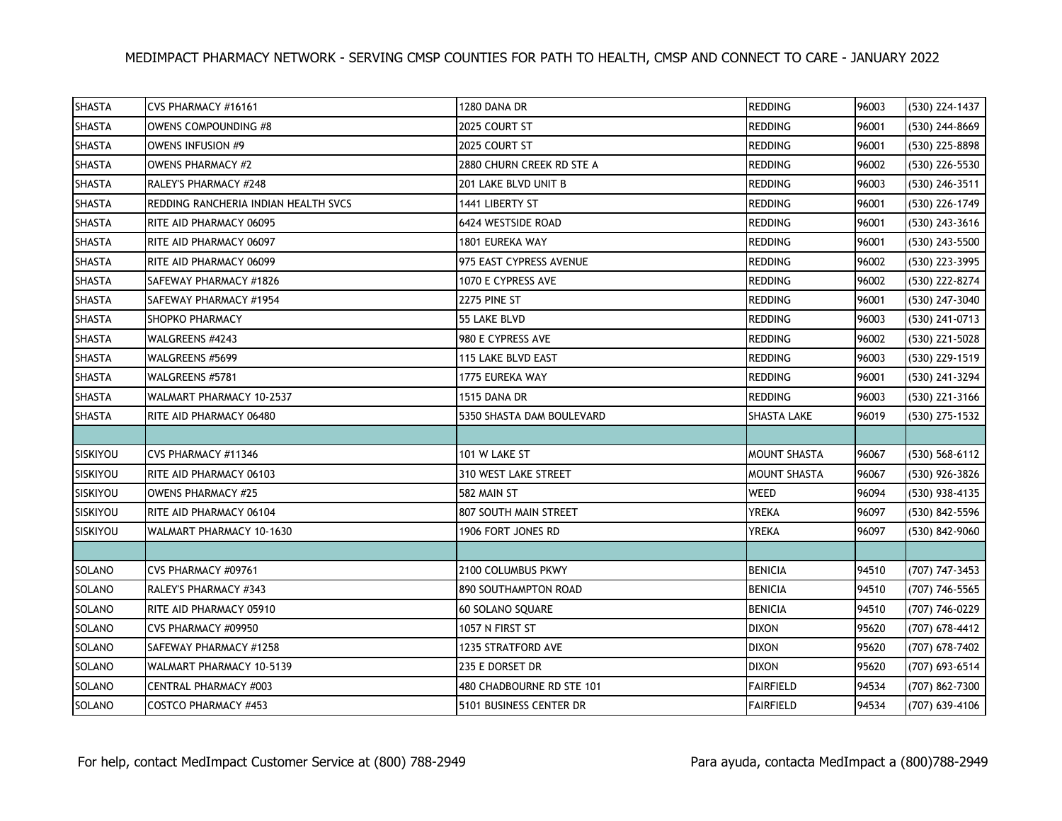| | | | | | |
|---|---|---|---|---|---|
| SHASTA | CVS PHARMACY #16161 | 1280 DANA DR | REDDING | 96003 | (530) 224-1437 |
| SHASTA | OWENS COMPOUNDING #8 | 2025 COURT ST | REDDING | 96001 | (530) 244-8669 |
| SHASTA | OWENS INFUSION #9 | 2025 COURT ST | REDDING | 96001 | (530) 225-8898 |
| SHASTA | OWENS PHARMACY #2 | 2880 CHURN CREEK RD STE A | REDDING | 96002 | (530) 226-5530 |
| SHASTA | RALEY'S PHARMACY #248 | 201 LAKE BLVD UNIT B | REDDING | 96003 | (530) 246-3511 |
| SHASTA | REDDING RANCHERIA INDIAN HEALTH SVCS | 1441 LIBERTY ST | REDDING | 96001 | (530) 226-1749 |
| SHASTA | RITE AID PHARMACY 06095 | 6424 WESTSIDE ROAD | REDDING | 96001 | (530) 243-3616 |
| SHASTA | RITE AID PHARMACY 06097 | 1801 EUREKA WAY | REDDING | 96001 | (530) 243-5500 |
| SHASTA | RITE AID PHARMACY 06099 | 975 EAST CYPRESS AVENUE | REDDING | 96002 | (530) 223-3995 |
| SHASTA | SAFEWAY PHARMACY #1826 | 1070 E CYPRESS AVE | REDDING | 96002 | (530) 222-8274 |
| SHASTA | SAFEWAY PHARMACY #1954 | 2275 PINE ST | REDDING | 96001 | (530) 247-3040 |
| SHASTA | SHOPKO PHARMACY | 55 LAKE BLVD | REDDING | 96003 | (530) 241-0713 |
| SHASTA | WALGREENS #4243 | 980 E CYPRESS AVE | REDDING | 96002 | (530) 221-5028 |
| SHASTA | WALGREENS #5699 | 115 LAKE BLVD EAST | REDDING | 96003 | (530) 229-1519 |
| SHASTA | WALGREENS #5781 | 1775 EUREKA WAY | REDDING | 96001 | (530) 241-3294 |
| SHASTA | WALMART PHARMACY 10-2537 | 1515 DANA DR | REDDING | 96003 | (530) 221-3166 |
| SHASTA | RITE AID PHARMACY 06480 | 5350 SHASTA DAM BOULEVARD | SHASTA LAKE | 96019 | (530) 275-1532 |
| | | | | | |
| SISKIYOU | CVS PHARMACY #11346 | 101 W LAKE ST | MOUNT SHASTA | 96067 | (530) 568-6112 |
| SISKIYOU | RITE AID PHARMACY 06103 | 310 WEST LAKE STREET | MOUNT SHASTA | 96067 | (530) 926-3826 |
| SISKIYOU | OWENS PHARMACY #25 | 582 MAIN ST | WEED | 96094 | (530) 938-4135 |
| SISKIYOU | RITE AID PHARMACY 06104 | 807 SOUTH MAIN STREET | YREKA | 96097 | (530) 842-5596 |
| SISKIYOU | WALMART PHARMACY 10-1630 | 1906 FORT JONES RD | YREKA | 96097 | (530) 842-9060 |
| | | | | | |
| SOLANO | CVS PHARMACY #09761 | 2100 COLUMBUS PKWY | BENICIA | 94510 | (707) 747-3453 |
| SOLANO | RALEY'S PHARMACY #343 | 890 SOUTHAMPTON ROAD | BENICIA | 94510 | (707) 746-5565 |
| SOLANO | RITE AID PHARMACY 05910 | 60 SOLANO SQUARE | BENICIA | 94510 | (707) 746-0229 |
| SOLANO | CVS PHARMACY #09950 | 1057 N FIRST ST | DIXON | 95620 | (707) 678-4412 |
| SOLANO | SAFEWAY PHARMACY #1258 | 1235 STRATFORD AVE | DIXON | 95620 | (707) 678-7402 |
| SOLANO | WALMART PHARMACY 10-5139 | 235 E DORSET DR | DIXON | 95620 | (707) 693-6514 |
| SOLANO | CENTRAL PHARMACY #003 | 480 CHADBOURNE RD STE 101 | FAIRFIELD | 94534 | (707) 862-7300 |
| SOLANO | COSTCO PHARMACY #453 | 5101 BUSINESS CENTER DR | FAIRFIELD | 94534 | (707) 639-4106 |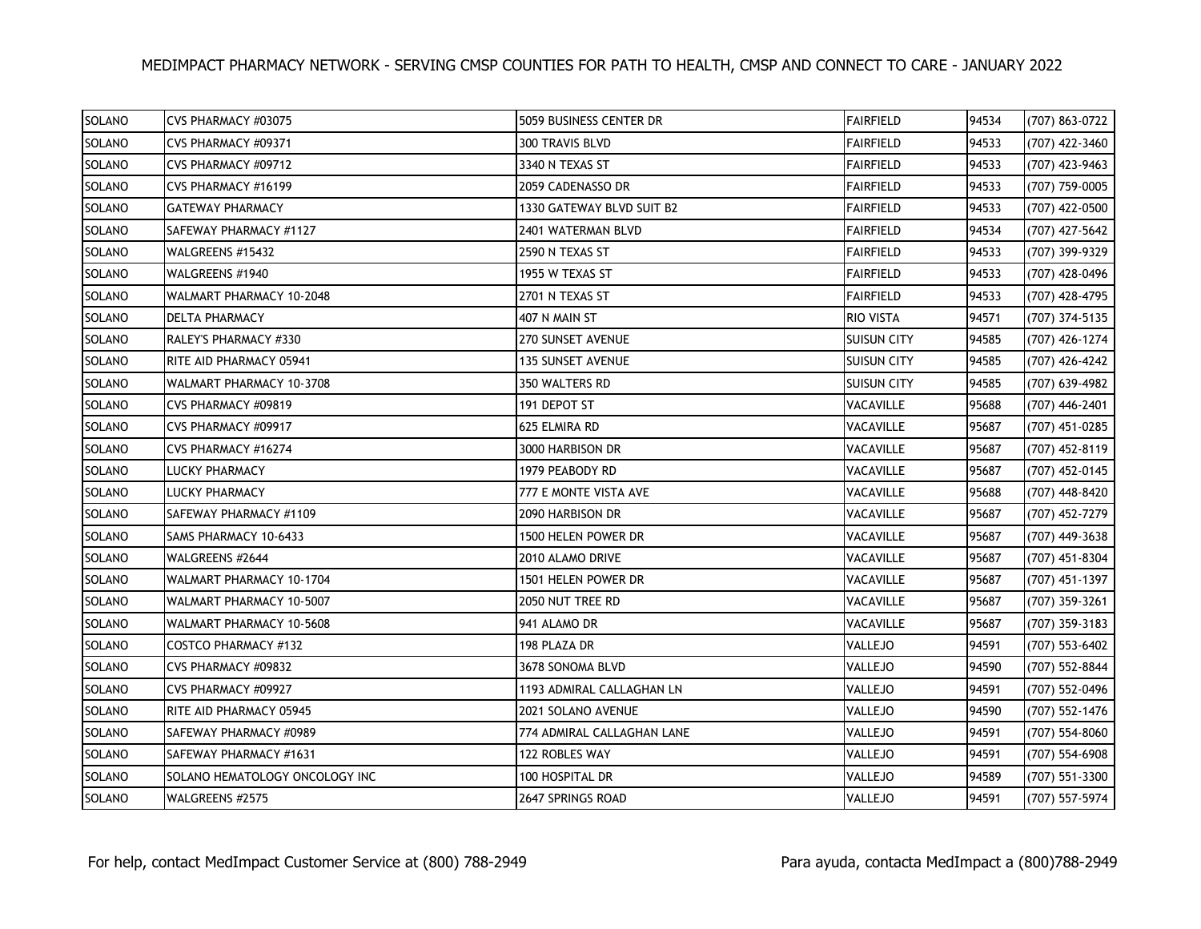MEDIMPACT PHARMACY NETWORK - SERVING CMSP COUNTIES FOR PATH TO HEALTH, CMSP AND CONNECT TO CARE - JANUARY 2022

| | | | | | |
|---|---|---|---|---|---|
| SOLANO | CVS PHARMACY #03075 | 5059 BUSINESS CENTER DR | FAIRFIELD | 94534 | (707) 863-0722 |
| SOLANO | CVS PHARMACY #09371 | 300 TRAVIS BLVD | FAIRFIELD | 94533 | (707) 422-3460 |
| SOLANO | CVS PHARMACY #09712 | 3340 N TEXAS ST | FAIRFIELD | 94533 | (707) 423-9463 |
| SOLANO | CVS PHARMACY #16199 | 2059 CADENASSO DR | FAIRFIELD | 94533 | (707) 759-0005 |
| SOLANO | GATEWAY PHARMACY | 1330 GATEWAY BLVD SUIT B2 | FAIRFIELD | 94533 | (707) 422-0500 |
| SOLANO | SAFEWAY PHARMACY #1127 | 2401 WATERMAN BLVD | FAIRFIELD | 94534 | (707) 427-5642 |
| SOLANO | WALGREENS #15432 | 2590 N TEXAS ST | FAIRFIELD | 94533 | (707) 399-9329 |
| SOLANO | WALGREENS #1940 | 1955 W TEXAS ST | FAIRFIELD | 94533 | (707) 428-0496 |
| SOLANO | WALMART PHARMACY 10-2048 | 2701 N TEXAS ST | FAIRFIELD | 94533 | (707) 428-4795 |
| SOLANO | DELTA PHARMACY | 407 N MAIN ST | RIO VISTA | 94571 | (707) 374-5135 |
| SOLANO | RALEY'S PHARMACY #330 | 270 SUNSET AVENUE | SUISUN CITY | 94585 | (707) 426-1274 |
| SOLANO | RITE AID PHARMACY 05941 | 135 SUNSET AVENUE | SUISUN CITY | 94585 | (707) 426-4242 |
| SOLANO | WALMART PHARMACY 10-3708 | 350 WALTERS RD | SUISUN CITY | 94585 | (707) 639-4982 |
| SOLANO | CVS PHARMACY #09819 | 191 DEPOT ST | VACAVILLE | 95688 | (707) 446-2401 |
| SOLANO | CVS PHARMACY #09917 | 625 ELMIRA RD | VACAVILLE | 95687 | (707) 451-0285 |
| SOLANO | CVS PHARMACY #16274 | 3000 HARBISON DR | VACAVILLE | 95687 | (707) 452-8119 |
| SOLANO | LUCKY PHARMACY | 1979 PEABODY RD | VACAVILLE | 95687 | (707) 452-0145 |
| SOLANO | LUCKY PHARMACY | 777 E MONTE VISTA AVE | VACAVILLE | 95688 | (707) 448-8420 |
| SOLANO | SAFEWAY PHARMACY #1109 | 2090 HARBISON DR | VACAVILLE | 95687 | (707) 452-7279 |
| SOLANO | SAMS PHARMACY 10-6433 | 1500 HELEN POWER DR | VACAVILLE | 95687 | (707) 449-3638 |
| SOLANO | WALGREENS #2644 | 2010 ALAMO DRIVE | VACAVILLE | 95687 | (707) 451-8304 |
| SOLANO | WALMART PHARMACY 10-1704 | 1501 HELEN POWER DR | VACAVILLE | 95687 | (707) 451-1397 |
| SOLANO | WALMART PHARMACY 10-5007 | 2050 NUT TREE RD | VACAVILLE | 95687 | (707) 359-3261 |
| SOLANO | WALMART PHARMACY 10-5608 | 941 ALAMO DR | VACAVILLE | 95687 | (707) 359-3183 |
| SOLANO | COSTCO PHARMACY #132 | 198 PLAZA DR | VALLEJO | 94591 | (707) 553-6402 |
| SOLANO | CVS PHARMACY #09832 | 3678 SONOMA BLVD | VALLEJO | 94590 | (707) 552-8844 |
| SOLANO | CVS PHARMACY #09927 | 1193 ADMIRAL CALLAGHAN LN | VALLEJO | 94591 | (707) 552-0496 |
| SOLANO | RITE AID PHARMACY 05945 | 2021 SOLANO AVENUE | VALLEJO | 94590 | (707) 552-1476 |
| SOLANO | SAFEWAY PHARMACY #0989 | 774 ADMIRAL CALLAGHAN LANE | VALLEJO | 94591 | (707) 554-8060 |
| SOLANO | SAFEWAY PHARMACY #1631 | 122 ROBLES WAY | VALLEJO | 94591 | (707) 554-6908 |
| SOLANO | SOLANO HEMATOLOGY ONCOLOGY INC | 100 HOSPITAL DR | VALLEJO | 94589 | (707) 551-3300 |
| SOLANO | WALGREENS #2575 | 2647 SPRINGS ROAD | VALLEJO | 94591 | (707) 557-5974 |

For help, contact MedImpact Customer Service at (800) 788-2949

Para ayuda, contacta MedImpact a (800)788-2949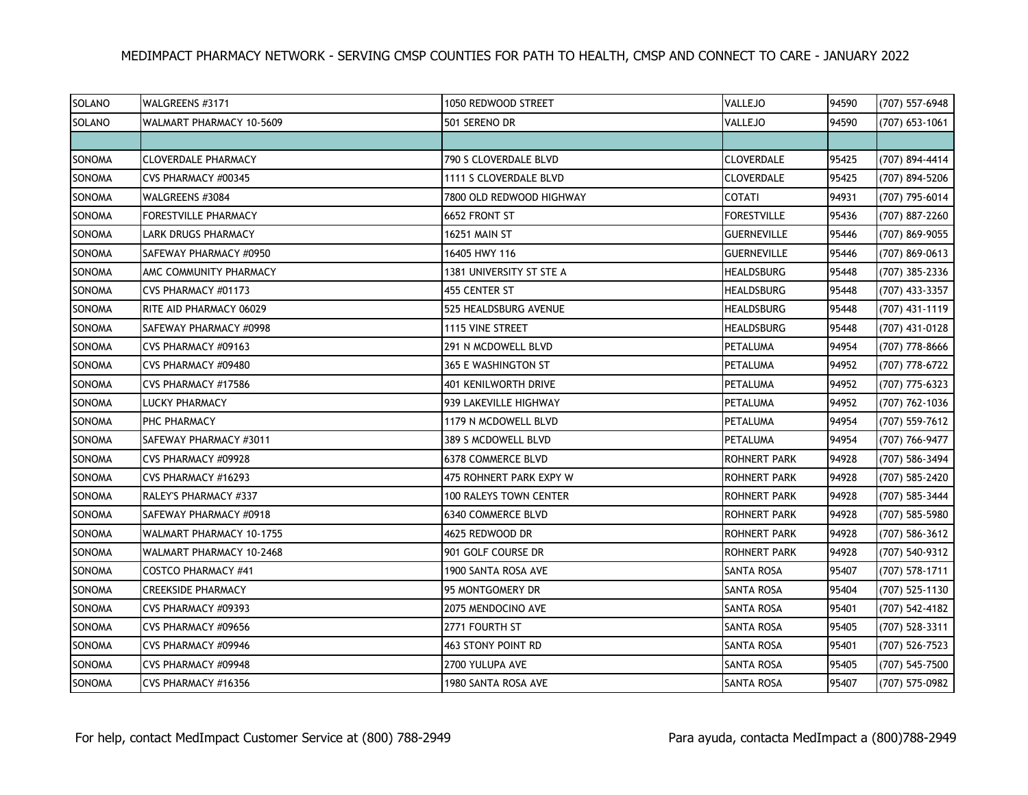| | | | | | |
|---|---|---|---|---|---|
| SOLANO | WALGREENS #3171 | 1050 REDWOOD STREET | VALLEJO | 94590 | (707) 557-6948 |
| SOLANO | WALMART PHARMACY 10-5609 | 501 SERENO DR | VALLEJO | 94590 | (707) 653-1061 |
| | | | | | |
| SONOMA | CLOVERDALE PHARMACY | 790 S CLOVERDALE BLVD | CLOVERDALE | 95425 | (707) 894-4414 |
| SONOMA | CVS PHARMACY #00345 | 1111 S CLOVERDALE BLVD | CLOVERDALE | 95425 | (707) 894-5206 |
| SONOMA | WALGREENS #3084 | 7800 OLD REDWOOD HIGHWAY | COTATI | 94931 | (707) 795-6014 |
| SONOMA | FORESTVILLE PHARMACY | 6652 FRONT ST | FORESTVILLE | 95436 | (707) 887-2260 |
| SONOMA | LARK DRUGS PHARMACY | 16251 MAIN ST | GUERNEVILLE | 95446 | (707) 869-9055 |
| SONOMA | SAFEWAY PHARMACY #0950 | 16405 HWY 116 | GUERNEVILLE | 95446 | (707) 869-0613 |
| SONOMA | AMC COMMUNITY PHARMACY | 1381 UNIVERSITY ST STE A | HEALDSBURG | 95448 | (707) 385-2336 |
| SONOMA | CVS PHARMACY #01173 | 455 CENTER ST | HEALDSBURG | 95448 | (707) 433-3357 |
| SONOMA | RITE AID PHARMACY 06029 | 525 HEALDSBURG AVENUE | HEALDSBURG | 95448 | (707) 431-1119 |
| SONOMA | SAFEWAY PHARMACY #0998 | 1115 VINE STREET | HEALDSBURG | 95448 | (707) 431-0128 |
| SONOMA | CVS PHARMACY #09163 | 291 N MCDOWELL BLVD | PETALUMA | 94954 | (707) 778-8666 |
| SONOMA | CVS PHARMACY #09480 | 365 E WASHINGTON ST | PETALUMA | 94952 | (707) 778-6722 |
| SONOMA | CVS PHARMACY #17586 | 401 KENILWORTH DRIVE | PETALUMA | 94952 | (707) 775-6323 |
| SONOMA | LUCKY PHARMACY | 939 LAKEVILLE HIGHWAY | PETALUMA | 94952 | (707) 762-1036 |
| SONOMA | PHC PHARMACY | 1179 N MCDOWELL BLVD | PETALUMA | 94954 | (707) 559-7612 |
| SONOMA | SAFEWAY PHARMACY #3011 | 389 S MCDOWELL BLVD | PETALUMA | 94954 | (707) 766-9477 |
| SONOMA | CVS PHARMACY #09928 | 6378 COMMERCE BLVD | ROHNERT PARK | 94928 | (707) 586-3494 |
| SONOMA | CVS PHARMACY #16293 | 475 ROHNERT PARK EXPY W | ROHNERT PARK | 94928 | (707) 585-2420 |
| SONOMA | RALEY'S PHARMACY #337 | 100 RALEYS TOWN CENTER | ROHNERT PARK | 94928 | (707) 585-3444 |
| SONOMA | SAFEWAY PHARMACY #0918 | 6340 COMMERCE BLVD | ROHNERT PARK | 94928 | (707) 585-5980 |
| SONOMA | WALMART PHARMACY 10-1755 | 4625 REDWOOD DR | ROHNERT PARK | 94928 | (707) 586-3612 |
| SONOMA | WALMART PHARMACY 10-2468 | 901 GOLF COURSE DR | ROHNERT PARK | 94928 | (707) 540-9312 |
| SONOMA | COSTCO PHARMACY #41 | 1900 SANTA ROSA AVE | SANTA ROSA | 95407 | (707) 578-1711 |
| SONOMA | CREEKSIDE PHARMACY | 95 MONTGOMERY DR | SANTA ROSA | 95404 | (707) 525-1130 |
| SONOMA | CVS PHARMACY #09393 | 2075 MENDOCINO AVE | SANTA ROSA | 95401 | (707) 542-4182 |
| SONOMA | CVS PHARMACY #09656 | 2771 FOURTH ST | SANTA ROSA | 95405 | (707) 528-3311 |
| SONOMA | CVS PHARMACY #09946 | 463 STONY POINT RD | SANTA ROSA | 95401 | (707) 526-7523 |
| SONOMA | CVS PHARMACY #09948 | 2700 YULUPA AVE | SANTA ROSA | 95405 | (707) 545-7500 |
| SONOMA | CVS PHARMACY #16356 | 1980 SANTA ROSA AVE | SANTA ROSA | 95407 | (707) 575-0982 |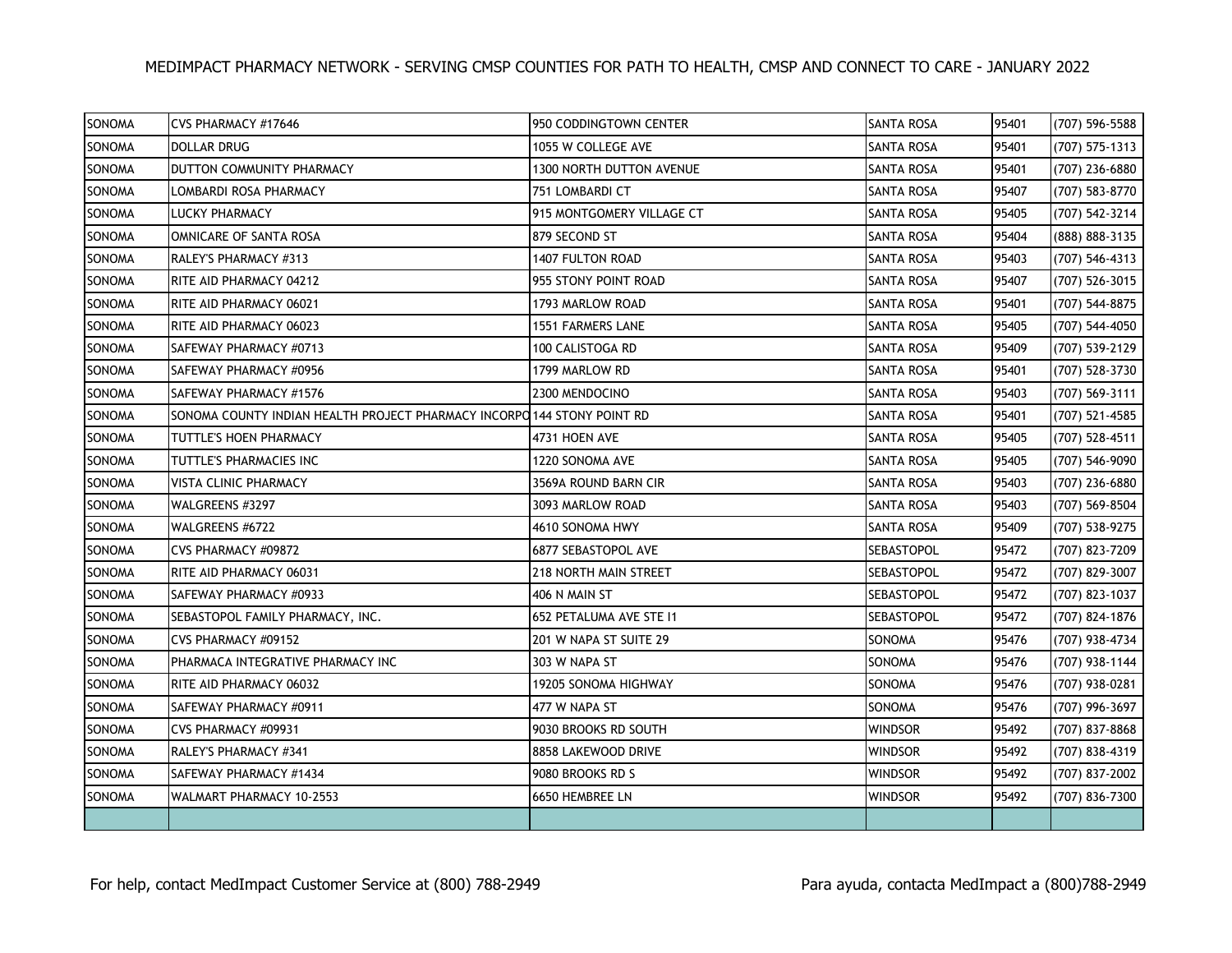MEDIMPACT PHARMACY NETWORK - SERVING CMSP COUNTIES FOR PATH TO HEALTH, CMSP AND CONNECT TO CARE - JANUARY 2022

| | | | | | |
|---|---|---|---|---|---|
| SONOMA | CVS PHARMACY #17646 | 950 CODDINGTOWN CENTER | SANTA ROSA | 95401 | (707) 596-5588 |
| SONOMA | DOLLAR DRUG | 1055 W COLLEGE AVE | SANTA ROSA | 95401 | (707) 575-1313 |
| SONOMA | DUTTON COMMUNITY PHARMACY | 1300 NORTH DUTTON AVENUE | SANTA ROSA | 95401 | (707) 236-6880 |
| SONOMA | LOMBARDI ROSA PHARMACY | 751 LOMBARDI CT | SANTA ROSA | 95407 | (707) 583-8770 |
| SONOMA | LUCKY PHARMACY | 915 MONTGOMERY VILLAGE CT | SANTA ROSA | 95405 | (707) 542-3214 |
| SONOMA | OMNICARE OF SANTA ROSA | 879 SECOND ST | SANTA ROSA | 95404 | (888) 888-3135 |
| SONOMA | RALEY'S PHARMACY #313 | 1407 FULTON ROAD | SANTA ROSA | 95403 | (707) 546-4313 |
| SONOMA | RITE AID PHARMACY 04212 | 955 STONY POINT ROAD | SANTA ROSA | 95407 | (707) 526-3015 |
| SONOMA | RITE AID PHARMACY 06021 | 1793 MARLOW ROAD | SANTA ROSA | 95401 | (707) 544-8875 |
| SONOMA | RITE AID PHARMACY 06023 | 1551 FARMERS LANE | SANTA ROSA | 95405 | (707) 544-4050 |
| SONOMA | SAFEWAY PHARMACY #0713 | 100 CALISTOGA RD | SANTA ROSA | 95409 | (707) 539-2129 |
| SONOMA | SAFEWAY PHARMACY #0956 | 1799 MARLOW RD | SANTA ROSA | 95401 | (707) 528-3730 |
| SONOMA | SAFEWAY PHARMACY #1576 | 2300 MENDOCINO | SANTA ROSA | 95403 | (707) 569-3111 |
| SONOMA | SONOMA COUNTY INDIAN HEALTH PROJECT PHARMACY INCORPO | 144 STONY POINT RD | SANTA ROSA | 95401 | (707) 521-4585 |
| SONOMA | TUTTLE'S HOEN PHARMACY | 4731 HOEN AVE | SANTA ROSA | 95405 | (707) 528-4511 |
| SONOMA | TUTTLE'S PHARMACIES INC | 1220 SONOMA AVE | SANTA ROSA | 95405 | (707) 546-9090 |
| SONOMA | VISTA CLINIC PHARMACY | 3569A ROUND BARN CIR | SANTA ROSA | 95403 | (707) 236-6880 |
| SONOMA | WALGREENS #3297 | 3093 MARLOW ROAD | SANTA ROSA | 95403 | (707) 569-8504 |
| SONOMA | WALGREENS #6722 | 4610 SONOMA HWY | SANTA ROSA | 95409 | (707) 538-9275 |
| SONOMA | CVS PHARMACY #09872 | 6877 SEBASTOPOL AVE | SEBASTOPOL | 95472 | (707) 823-7209 |
| SONOMA | RITE AID PHARMACY 06031 | 218 NORTH MAIN STREET | SEBASTOPOL | 95472 | (707) 829-3007 |
| SONOMA | SAFEWAY PHARMACY #0933 | 406 N MAIN ST | SEBASTOPOL | 95472 | (707) 823-1037 |
| SONOMA | SEBASTOPOL FAMILY PHARMACY, INC. | 652 PETALUMA AVE STE I1 | SEBASTOPOL | 95472 | (707) 824-1876 |
| SONOMA | CVS PHARMACY #09152 | 201 W NAPA ST SUITE 29 | SONOMA | 95476 | (707) 938-4734 |
| SONOMA | PHARMACA INTEGRATIVE PHARMACY INC | 303 W NAPA ST | SONOMA | 95476 | (707) 938-1144 |
| SONOMA | RITE AID PHARMACY 06032 | 19205 SONOMA HIGHWAY | SONOMA | 95476 | (707) 938-0281 |
| SONOMA | SAFEWAY PHARMACY #0911 | 477 W NAPA ST | SONOMA | 95476 | (707) 996-3697 |
| SONOMA | CVS PHARMACY #09931 | 9030 BROOKS RD SOUTH | WINDSOR | 95492 | (707) 837-8868 |
| SONOMA | RALEY'S PHARMACY #341 | 8858 LAKEWOOD DRIVE | WINDSOR | 95492 | (707) 838-4319 |
| SONOMA | SAFEWAY PHARMACY #1434 | 9080 BROOKS RD S | WINDSOR | 95492 | (707) 837-2002 |
| SONOMA | WALMART PHARMACY 10-2553 | 6650 HEMBREE LN | WINDSOR | 95492 | (707) 836-7300 |

For help, contact MedImpact Customer Service at (800) 788-2949

Para ayuda, contacta MedImpact a (800)788-2949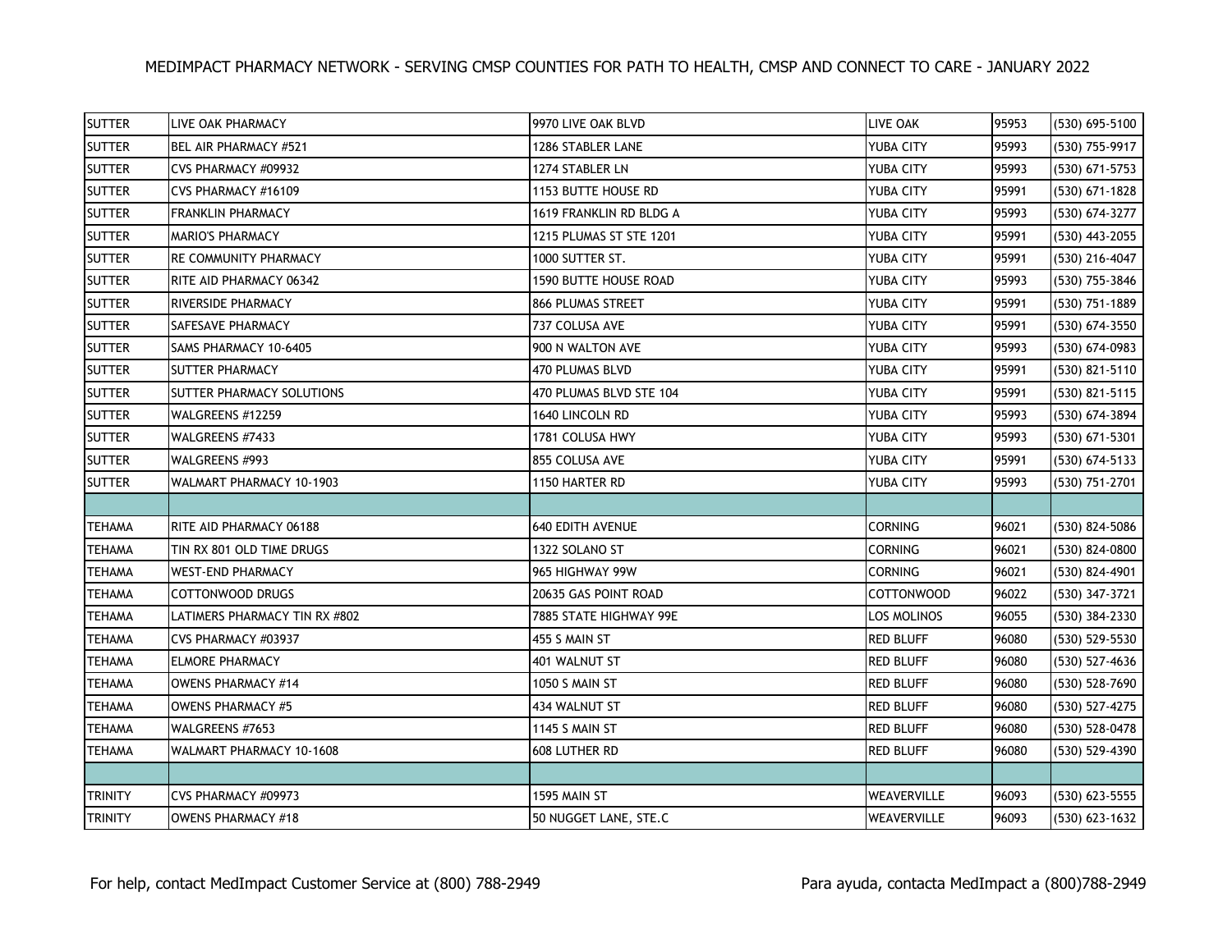MEDIMPACT PHARMACY NETWORK - SERVING CMSP COUNTIES FOR PATH TO HEALTH, CMSP AND CONNECT TO CARE - JANUARY 2022

| | | | | | |
|---|---|---|---|---|---|
| SUTTER | LIVE OAK PHARMACY | 9970 LIVE OAK BLVD | LIVE OAK | 95953 | (530) 695-5100 |
| SUTTER | BEL AIR PHARMACY #521 | 1286 STABLER LANE | YUBA CITY | 95993 | (530) 755-9917 |
| SUTTER | CVS PHARMACY #09932 | 1274 STABLER LN | YUBA CITY | 95993 | (530) 671-5753 |
| SUTTER | CVS PHARMACY #16109 | 1153 BUTTE HOUSE RD | YUBA CITY | 95991 | (530) 671-1828 |
| SUTTER | FRANKLIN PHARMACY | 1619 FRANKLIN RD BLDG A | YUBA CITY | 95993 | (530) 674-3277 |
| SUTTER | MARIO'S PHARMACY | 1215 PLUMAS ST STE 1201 | YUBA CITY | 95991 | (530) 443-2055 |
| SUTTER | RE COMMUNITY PHARMACY | 1000 SUTTER ST. | YUBA CITY | 95991 | (530) 216-4047 |
| SUTTER | RITE AID PHARMACY 06342 | 1590 BUTTE HOUSE ROAD | YUBA CITY | 95993 | (530) 755-3846 |
| SUTTER | RIVERSIDE PHARMACY | 866 PLUMAS STREET | YUBA CITY | 95991 | (530) 751-1889 |
| SUTTER | SAFESAVE PHARMACY | 737 COLUSA AVE | YUBA CITY | 95991 | (530) 674-3550 |
| SUTTER | SAMS PHARMACY 10-6405 | 900 N WALTON AVE | YUBA CITY | 95993 | (530) 674-0983 |
| SUTTER | SUTTER PHARMACY | 470 PLUMAS BLVD | YUBA CITY | 95991 | (530) 821-5110 |
| SUTTER | SUTTER PHARMACY SOLUTIONS | 470 PLUMAS BLVD STE 104 | YUBA CITY | 95991 | (530) 821-5115 |
| SUTTER | WALGREENS #12259 | 1640 LINCOLN RD | YUBA CITY | 95993 | (530) 674-3894 |
| SUTTER | WALGREENS #7433 | 1781 COLUSA HWY | YUBA CITY | 95993 | (530) 671-5301 |
| SUTTER | WALGREENS #993 | 855 COLUSA AVE | YUBA CITY | 95991 | (530) 674-5133 |
| SUTTER | WALMART PHARMACY 10-1903 | 1150 HARTER RD | YUBA CITY | 95993 | (530) 751-2701 |
| | | | | | |
| TEHAMA | RITE AID PHARMACY 06188 | 640 EDITH AVENUE | CORNING | 96021 | (530) 824-5086 |
| TEHAMA | TIN RX 801 OLD TIME DRUGS | 1322 SOLANO ST | CORNING | 96021 | (530) 824-0800 |
| TEHAMA | WEST-END PHARMACY | 965 HIGHWAY 99W | CORNING | 96021 | (530) 824-4901 |
| TEHAMA | COTTONWOOD DRUGS | 20635 GAS POINT ROAD | COTTONWOOD | 96022 | (530) 347-3721 |
| TEHAMA | LATIMERS PHARMACY TIN RX #802 | 7885 STATE HIGHWAY 99E | LOS MOLINOS | 96055 | (530) 384-2330 |
| TEHAMA | CVS PHARMACY #03937 | 455 S MAIN ST | RED BLUFF | 96080 | (530) 529-5530 |
| TEHAMA | ELMORE PHARMACY | 401 WALNUT ST | RED BLUFF | 96080 | (530) 527-4636 |
| TEHAMA | OWENS PHARMACY #14 | 1050 S MAIN ST | RED BLUFF | 96080 | (530) 528-7690 |
| TEHAMA | OWENS PHARMACY #5 | 434 WALNUT ST | RED BLUFF | 96080 | (530) 527-4275 |
| TEHAMA | WALGREENS #7653 | 1145 S MAIN ST | RED BLUFF | 96080 | (530) 528-0478 |
| TEHAMA | WALMART PHARMACY 10-1608 | 608 LUTHER RD | RED BLUFF | 96080 | (530) 529-4390 |
| | | | | | |
| TRINITY | CVS PHARMACY #09973 | 1595 MAIN ST | WEAVERVILLE | 96093 | (530) 623-5555 |
| TRINITY | OWENS PHARMACY #18 | 50 NUGGET LANE, STE.C | WEAVERVILLE | 96093 | (530) 623-1632 |

For help, contact MedImpact Customer Service at (800) 788-2949

Para ayuda, contacta MedImpact a (800)788-2949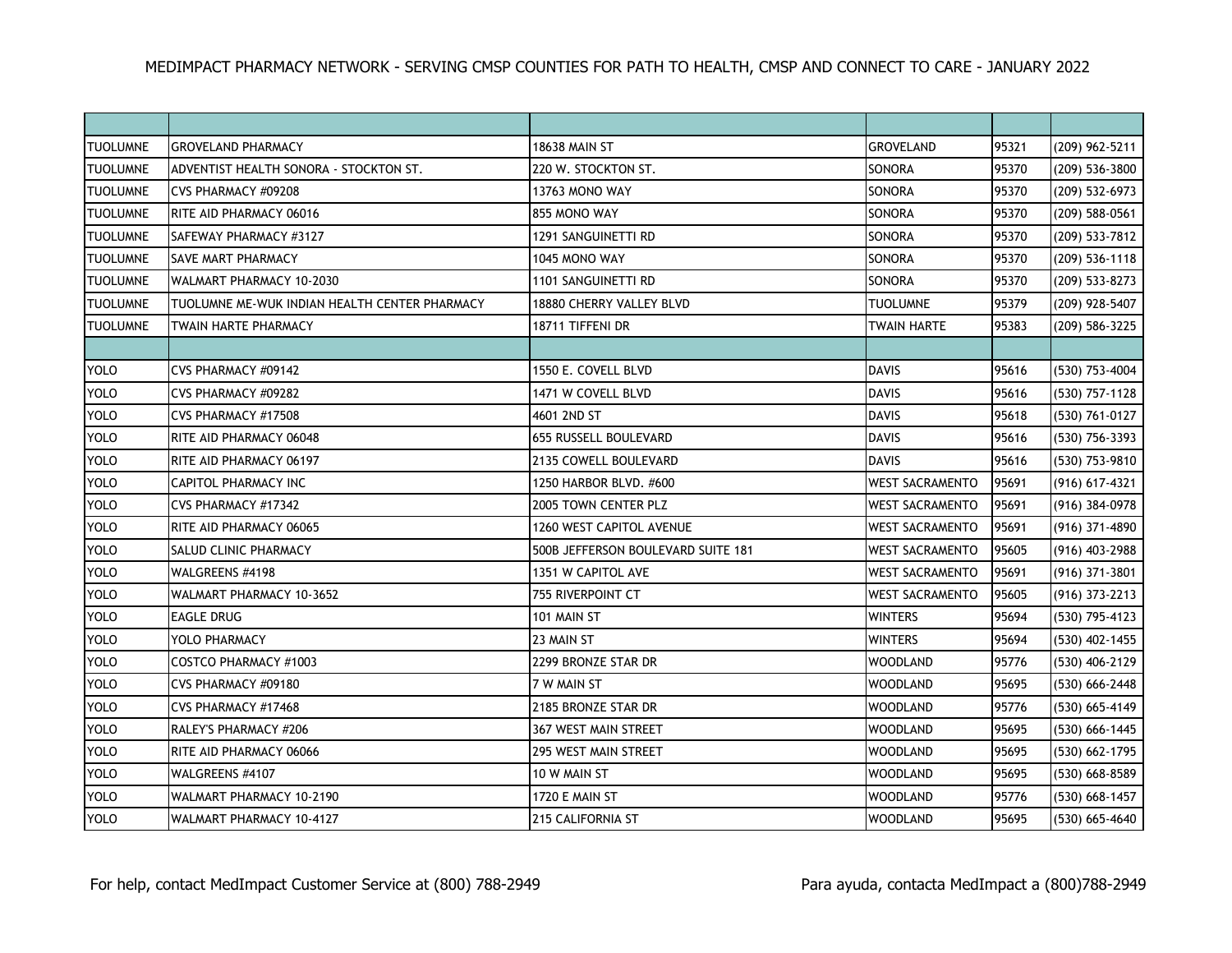MEDIMPACT PHARMACY NETWORK - SERVING CMSP COUNTIES FOR PATH TO HEALTH, CMSP AND CONNECT TO CARE - JANUARY 2022

| | | | | | |
|---|---|---|---|---|---|
| TUOLUMNE | GROVELAND PHARMACY | 18638 MAIN ST | GROVELAND | 95321 | (209) 962-5211 |
| TUOLUMNE | ADVENTIST HEALTH SONORA - STOCKTON ST. | 220 W. STOCKTON ST. | SONORA | 95370 | (209) 536-3800 |
| TUOLUMNE | CVS PHARMACY #09208 | 13763 MONO WAY | SONORA | 95370 | (209) 532-6973 |
| TUOLUMNE | RITE AID PHARMACY 06016 | 855 MONO WAY | SONORA | 95370 | (209) 588-0561 |
| TUOLUMNE | SAFEWAY PHARMACY #3127 | 1291 SANGUINETTI RD | SONORA | 95370 | (209) 533-7812 |
| TUOLUMNE | SAVE MART PHARMACY | 1045 MONO WAY | SONORA | 95370 | (209) 536-1118 |
| TUOLUMNE | WALMART PHARMACY 10-2030 | 1101 SANGUINETTI RD | SONORA | 95370 | (209) 533-8273 |
| TUOLUMNE | TUOLUMNE ME-WUK INDIAN HEALTH CENTER PHARMACY | 18880 CHERRY VALLEY BLVD | TUOLUMNE | 95379 | (209) 928-5407 |
| TUOLUMNE | TWAIN HARTE PHARMACY | 18711 TIFFENI DR | TWAIN HARTE | 95383 | (209) 586-3225 |
| | | | | | |
| YOLO | CVS PHARMACY #09142 | 1550 E. COVELL BLVD | DAVIS | 95616 | (530) 753-4004 |
| YOLO | CVS PHARMACY #09282 | 1471 W COVELL BLVD | DAVIS | 95616 | (530) 757-1128 |
| YOLO | CVS PHARMACY #17508 | 4601 2ND ST | DAVIS | 95618 | (530) 761-0127 |
| YOLO | RITE AID PHARMACY 06048 | 655 RUSSELL BOULEVARD | DAVIS | 95616 | (530) 756-3393 |
| YOLO | RITE AID PHARMACY 06197 | 2135 COWELL BOULEVARD | DAVIS | 95616 | (530) 753-9810 |
| YOLO | CAPITOL PHARMACY INC | 1250 HARBOR BLVD. #600 | WEST SACRAMENTO | 95691 | (916) 617-4321 |
| YOLO | CVS PHARMACY #17342 | 2005 TOWN CENTER PLZ | WEST SACRAMENTO | 95691 | (916) 384-0978 |
| YOLO | RITE AID PHARMACY 06065 | 1260 WEST CAPITOL AVENUE | WEST SACRAMENTO | 95691 | (916) 371-4890 |
| YOLO | SALUD CLINIC PHARMACY | 500B JEFFERSON BOULEVARD SUITE 181 | WEST SACRAMENTO | 95605 | (916) 403-2988 |
| YOLO | WALGREENS #4198 | 1351 W CAPITOL AVE | WEST SACRAMENTO | 95691 | (916) 371-3801 |
| YOLO | WALMART PHARMACY 10-3652 | 755 RIVERPOINT CT | WEST SACRAMENTO | 95605 | (916) 373-2213 |
| YOLO | EAGLE DRUG | 101 MAIN ST | WINTERS | 95694 | (530) 795-4123 |
| YOLO | YOLO PHARMACY | 23 MAIN ST | WINTERS | 95694 | (530) 402-1455 |
| YOLO | COSTCO PHARMACY #1003 | 2299 BRONZE STAR DR | WOODLAND | 95776 | (530) 406-2129 |
| YOLO | CVS PHARMACY #09180 | 7 W MAIN ST | WOODLAND | 95695 | (530) 666-2448 |
| YOLO | CVS PHARMACY #17468 | 2185 BRONZE STAR DR | WOODLAND | 95776 | (530) 665-4149 |
| YOLO | RALEY'S PHARMACY #206 | 367 WEST MAIN STREET | WOODLAND | 95695 | (530) 666-1445 |
| YOLO | RITE AID PHARMACY 06066 | 295 WEST MAIN STREET | WOODLAND | 95695 | (530) 662-1795 |
| YOLO | WALGREENS #4107 | 10 W MAIN ST | WOODLAND | 95695 | (530) 668-8589 |
| YOLO | WALMART PHARMACY 10-2190 | 1720 E MAIN ST | WOODLAND | 95776 | (530) 668-1457 |
| YOLO | WALMART PHARMACY 10-4127 | 215 CALIFORNIA ST | WOODLAND | 95695 | (530) 665-4640 |

For help, contact MedImpact Customer Service at (800) 788-2949

Para ayuda, contacta MedImpact a (800)788-2949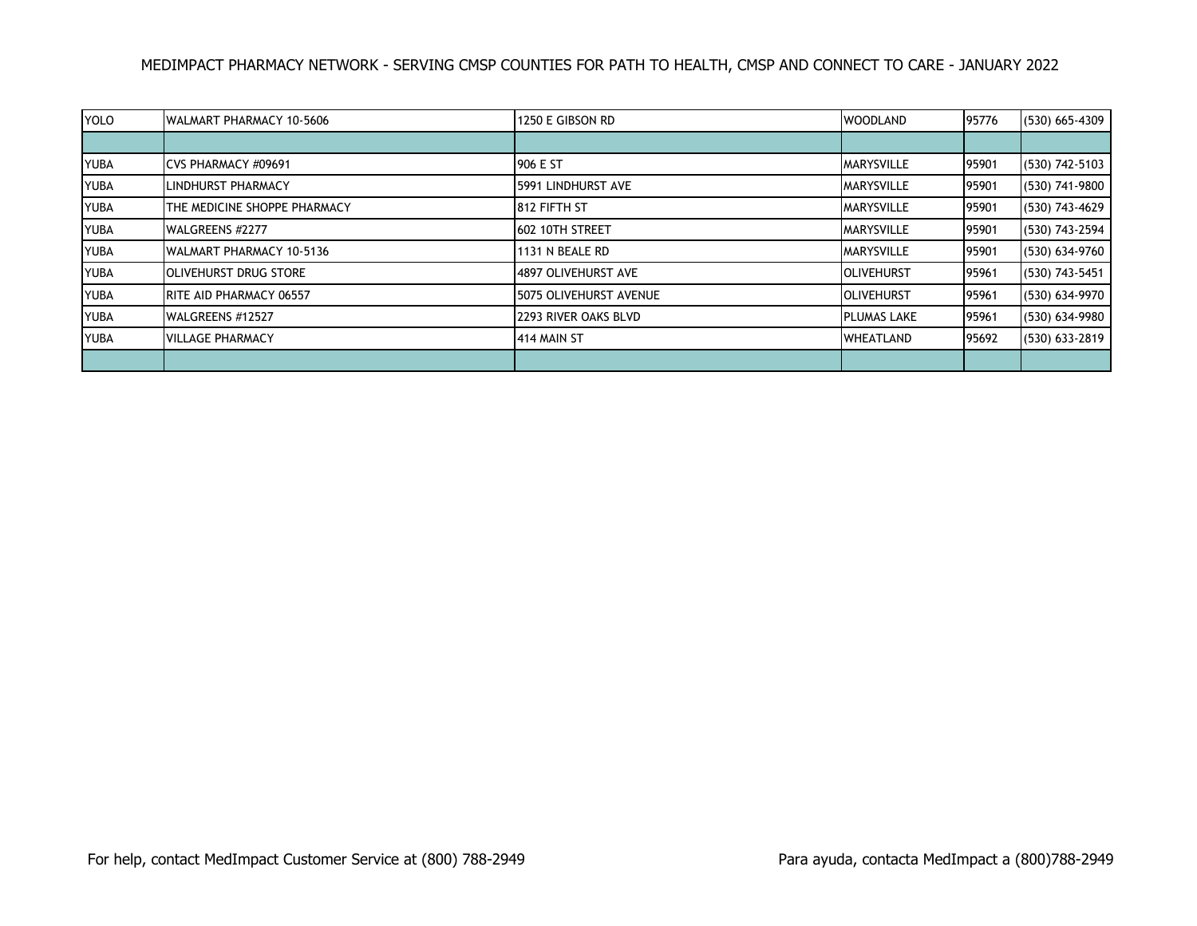| | | | | | |
|---|---|---|---|---|---|
| YOLO | WALMART PHARMACY 10-5606 | 1250 E GIBSON RD | WOODLAND | 95776 | (530) 665-4309 |
| | | | | | |
| YUBA | CVS PHARMACY #09691 | 906 E ST | MARYSVILLE | 95901 | (530) 742-5103 |
| YUBA | LINDHURST PHARMACY | 5991 LINDHURST AVE | MARYSVILLE | 95901 | (530) 741-9800 |
| YUBA | THE MEDICINE SHOPPE PHARMACY | 812 FIFTH ST | MARYSVILLE | 95901 | (530) 743-4629 |
| YUBA | WALGREENS #2277 | 602 10TH STREET | MARYSVILLE | 95901 | (530) 743-2594 |
| YUBA | WALMART PHARMACY 10-5136 | 1131 N BEALE RD | MARYSVILLE | 95901 | (530) 634-9760 |
| YUBA | OLIVEHURST DRUG STORE | 4897 OLIVEHURST AVE | OLIVEHURST | 95961 | (530) 743-5451 |
| YUBA | RITE AID PHARMACY 06557 | 5075 OLIVEHURST AVENUE | OLIVEHURST | 95961 | (530) 634-9970 |
| YUBA | WALGREENS #12527 | 2293 RIVER OAKS BLVD | PLUMAS LAKE | 95961 | (530) 634-9980 |
| YUBA | VILLAGE PHARMACY | 414 MAIN ST | WHEATLAND | 95692 | (530) 633-2819 |
| | | | | | |